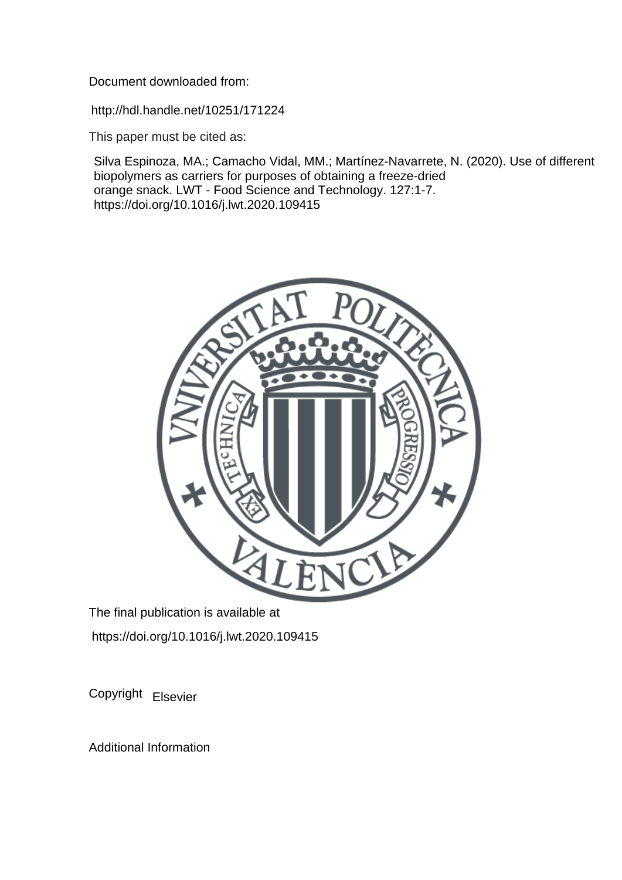Document downloaded from:

http://hdl.handle.net/10251/171224

This paper must be cited as:

Silva Espinoza, MA.; Camacho Vidal, MM.; Martínez-Navarrete, N. (2020). Use of different biopolymers as carriers for purposes of obtaining a freeze-dried orange snack. LWT - Food Science and Technology. 127:1-7. https://doi.org/10.1016/j.lwt.2020.109415

The final publication is available at

https://doi.org/10.1016/j.lwt.2020.109415

Copyright Elsevier

Additional Information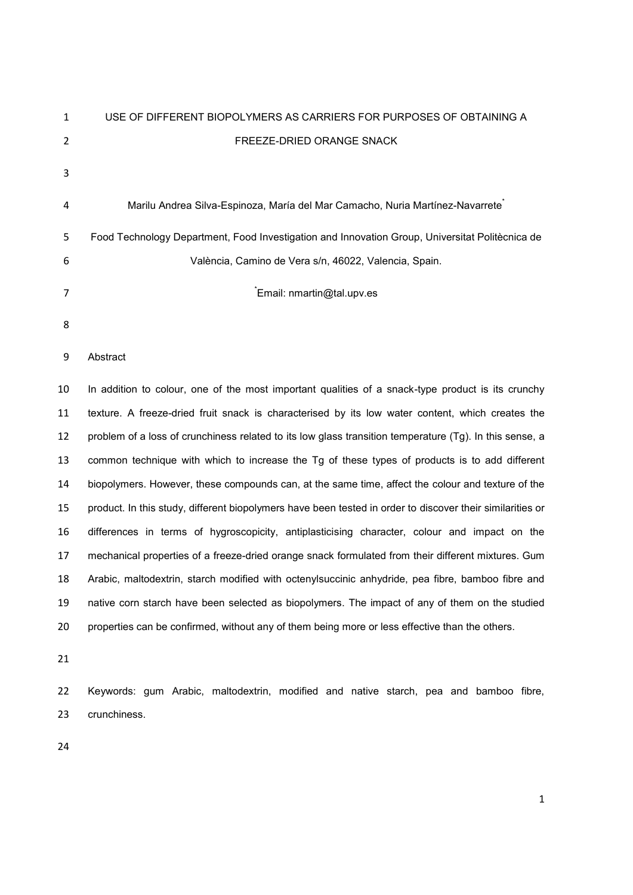# USE OF DIFFERENT BIOPOLYMERS AS CARRIERS FOR PURPOSES OF OBTAINING A FREEZE-DRIED ORANGE SNACK

Marilu Andrea Silva-Espinoza, María del Mar Camacho, Nuria Martínez-Navarrete*

Food Technology Department, Food Investigation and Innovation Group, Universitat Politècnica de València, Camino de Vera s/n, 46022, Valencia, Spain.

*Email: nmartin@tal.upv.es

## Abstract

In addition to colour, one of the most important qualities of a snack-type product is its crunchy texture. A freeze-dried fruit snack is characterised by its low water content, which creates the problem of a loss of crunchiness related to its low glass transition temperature (Tg). In this sense, a common technique with which to increase the Tg of these types of products is to add different biopolymers. However, these compounds can, at the same time, affect the colour and texture of the product. In this study, different biopolymers have been tested in order to discover their similarities or differences in terms of hygroscopicity, antiplasticising character, colour and impact on the mechanical properties of a freeze-dried orange snack formulated from their different mixtures. Gum Arabic, maltodextrin, starch modified with octenylsuccinic anhydride, pea fibre, bamboo fibre and native corn starch have been selected as biopolymers. The impact of any of them on the studied properties can be confirmed, without any of them being more or less effective than the others.

Keywords: gum Arabic, maltodextrin, modified and native starch, pea and bamboo fibre, crunchiness.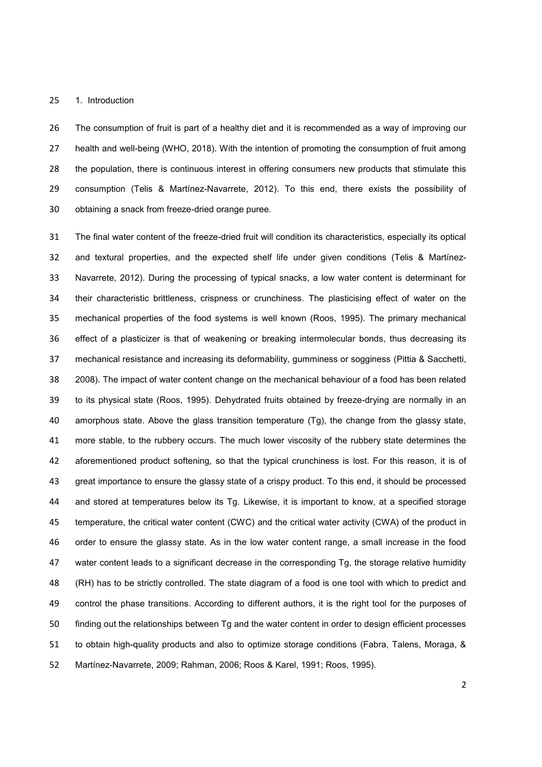## 1. Introduction

The consumption of fruit is part of a healthy diet and it is recommended as a way of improving our health and well-being (WHO, 2018). With the intention of promoting the consumption of fruit among the population, there is continuous interest in offering consumers new products that stimulate this consumption (Telis & Martínez-Navarrete, 2012). To this end, there exists the possibility of obtaining a snack from freeze-dried orange puree.

The final water content of the freeze-dried fruit will condition its characteristics, especially its optical and textural properties, and the expected shelf life under given conditions (Telis & Martínez-Navarrete, 2012). During the processing of typical snacks, a low water content is determinant for their characteristic brittleness, crispness or crunchiness. The plasticising effect of water on the mechanical properties of the food systems is well known (Roos, 1995). The primary mechanical effect of a plasticizer is that of weakening or breaking intermolecular bonds, thus decreasing its mechanical resistance and increasing its deformability, gumminess or sogginess (Pittia & Sacchetti, 2008). The impact of water content change on the mechanical behaviour of a food has been related to its physical state (Roos, 1995). Dehydrated fruits obtained by freeze-drying are normally in an amorphous state. Above the glass transition temperature (Tg), the change from the glassy state, more stable, to the rubbery occurs. The much lower viscosity of the rubbery state determines the aforementioned product softening, so that the typical crunchiness is lost. For this reason, it is of great importance to ensure the glassy state of a crispy product. To this end, it should be processed and stored at temperatures below its Tg. Likewise, it is important to know, at a specified storage temperature, the critical water content (CWC) and the critical water activity (CWA) of the product in order to ensure the glassy state. As in the low water content range, a small increase in the food water content leads to a significant decrease in the corresponding Tg, the storage relative humidity (RH) has to be strictly controlled. The state diagram of a food is one tool with which to predict and control the phase transitions. According to different authors, it is the right tool for the purposes of finding out the relationships between Tg and the water content in order to design efficient processes to obtain high-quality products and also to optimize storage conditions (Fabra, Talens, Moraga, & Martínez-Navarrete, 2009; Rahman, 2006; Roos & Karel, 1991; Roos, 1995).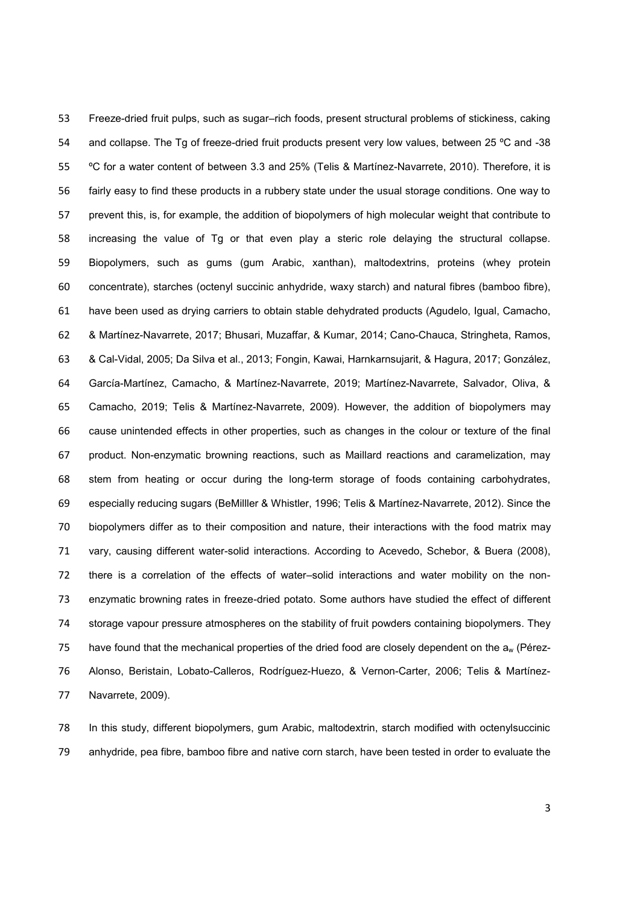Freeze-dried fruit pulps, such as sugar–rich foods, present structural problems of stickiness, caking and collapse. The Tg of freeze-dried fruit products present very low values, between 25 ºC and -38 ºC for a water content of between 3.3 and 25% (Telis & Martínez-Navarrete, 2010). Therefore, it is fairly easy to find these products in a rubbery state under the usual storage conditions. One way to prevent this, is, for example, the addition of biopolymers of high molecular weight that contribute to increasing the value of Tg or that even play a steric role delaying the structural collapse. Biopolymers, such as gums (gum Arabic, xanthan), maltodextrins, proteins (whey protein concentrate), starches (octenyl succinic anhydride, waxy starch) and natural fibres (bamboo fibre), have been used as drying carriers to obtain stable dehydrated products (Agudelo, Igual, Camacho, & Martínez-Navarrete, 2017; Bhusari, Muzaffar, & Kumar, 2014; Cano-Chauca, Stringheta, Ramos, & Cal-Vidal, 2005; Da Silva et al., 2013; Fongin, Kawai, Harnkarnsujarit, & Hagura, 2017; González, García-Martínez, Camacho, & Martínez-Navarrete, 2019; Martínez-Navarrete, Salvador, Oliva, & Camacho, 2019; Telis & Martínez-Navarrete, 2009). However, the addition of biopolymers may cause unintended effects in other properties, such as changes in the colour or texture of the final product. Non-enzymatic browning reactions, such as Maillard reactions and caramelization, may stem from heating or occur during the long-term storage of foods containing carbohydrates, especially reducing sugars (BeMilller & Whistler, 1996; Telis & Martínez-Navarrete, 2012). Since the biopolymers differ as to their composition and nature, their interactions with the food matrix may vary, causing different water-solid interactions. According to Acevedo, Schebor, & Buera (2008), there is a correlation of the effects of water–solid interactions and water mobility on the non-enzymatic browning rates in freeze-dried potato. Some authors have studied the effect of different storage vapour pressure atmospheres on the stability of fruit powders containing biopolymers. They have found that the mechanical properties of the dried food are closely dependent on the $a_w$ (Pérez-Alonso, Beristain, Lobato-Calleros, Rodríguez-Huezo, & Vernon-Carter, 2006; Telis & Martínez-Navarrete, 2009).

In this study, different biopolymers, gum Arabic, maltodextrin, starch modified with octenylsuccinic anhydride, pea fibre, bamboo fibre and native corn starch, have been tested in order to evaluate the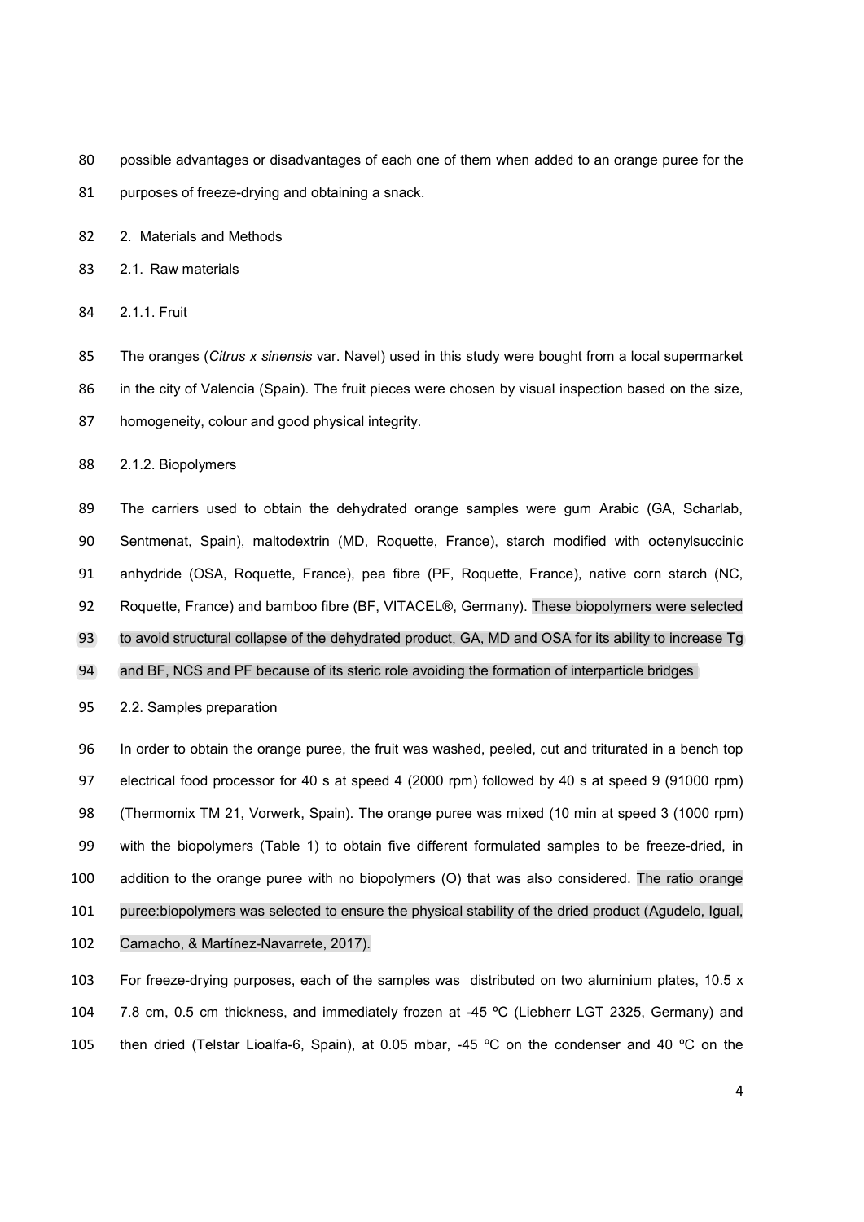possible advantages or disadvantages of each one of them when added to an orange puree for the purposes of freeze-drying and obtaining a snack.

## 2. Materials and Methods

### 2.1. Raw materials

#### 2.1.1. Fruit

The oranges (*Citrus x sinensis* var. Navel) used in this study were bought from a local supermarket in the city of Valencia (Spain). The fruit pieces were chosen by visual inspection based on the size, homogeneity, colour and good physical integrity.

#### 2.1.2. Biopolymers

The carriers used to obtain the dehydrated orange samples were gum Arabic (GA, Scharlab, Sentmenat, Spain), maltodextrin (MD, Roquette, France), starch modified with octenylsuccinic anhydride (OSA, Roquette, France), pea fibre (PF, Roquette, France), native corn starch (NC, Roquette, France) and bamboo fibre (BF, VITACEL®, Germany). These biopolymers were selected to avoid structural collapse of the dehydrated product, GA, MD and OSA for its ability to increase Tg and BF, NCS and PF because of its steric role avoiding the formation of interparticle bridges.

### 2.2. Samples preparation

In order to obtain the orange puree, the fruit was washed, peeled, cut and triturated in a bench top electrical food processor for 40 s at speed 4 (2000 rpm) followed by 40 s at speed 9 (91000 rpm) (Thermomix TM 21, Vorwerk, Spain). The orange puree was mixed (10 min at speed 3 (1000 rpm) with the biopolymers (Table 1) to obtain five different formulated samples to be freeze-dried, in addition to the orange puree with no biopolymers (O) that was also considered. The ratio orange puree:biopolymers was selected to ensure the physical stability of the dried product (Agudelo, Igual, Camacho, & Martínez-Navarrete, 2017).

For freeze-drying purposes, each of the samples was distributed on two aluminium plates, 10.5 x 7.8 cm, 0.5 cm thickness, and immediately frozen at -45 ºC (Liebherr LGT 2325, Germany) and then dried (Telstar Lioalfa-6, Spain), at 0.05 mbar, -45 ºC on the condenser and 40 ºC on the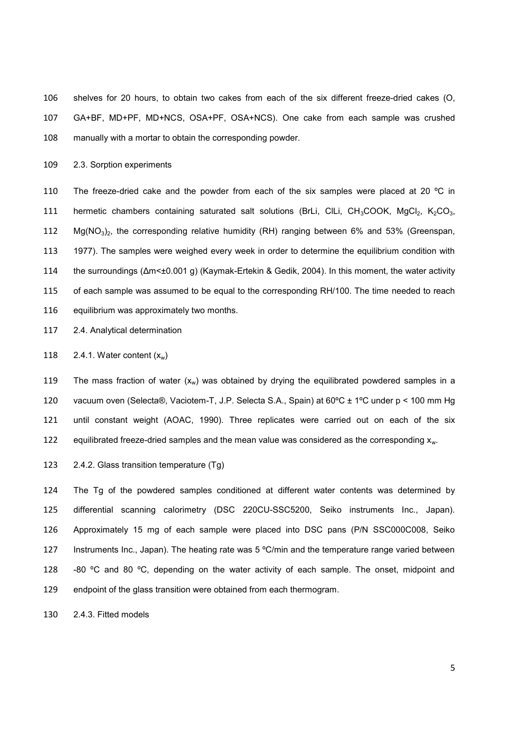shelves for 20 hours, to obtain two cakes from each of the six different freeze-dried cakes (O, GA+BF, MD+PF, MD+NCS, OSA+PF, OSA+NCS). One cake from each sample was crushed manually with a mortar to obtain the corresponding powder.

## 2.3. Sorption experiments

The freeze-dried cake and the powder from each of the six samples were placed at 20 ºC in hermetic chambers containing saturated salt solutions (BrLi, ClLi, $CH_3COOK$, $MgCl_2$, $K_2CO_3$, $Mg(NO_3)_2$, the corresponding relative humidity (RH) ranging between 6% and 53% (Greenspan, 1977). The samples were weighed every week in order to determine the equilibrium condition with the surroundings ($\Delta m<\pm 0.001$ g) (Kaymak-Ertekin & Gedik, 2004). In this moment, the water activity of each sample was assumed to be equal to the corresponding RH/100. The time needed to reach equilibrium was approximately two months.

## 2.4. Analytical determination

### 2.4.1. Water content ($x_w$)

The mass fraction of water ($x_w$) was obtained by drying the equilibrated powdered samples in a vacuum oven (Selecta®, Vaciotem-T, J.P. Selecta S.A., Spain) at 60ºC ± 1ºC under p < 100 mm Hg until constant weight (AOAC, 1990). Three replicates were carried out on each of the six equilibrated freeze-dried samples and the mean value was considered as the corresponding $x_w$.

### 2.4.2. Glass transition temperature (Tg)

The Tg of the powdered samples conditioned at different water contents was determined by differential scanning calorimetry (DSC 220CU-SSC5200, Seiko instruments Inc., Japan). Approximately 15 mg of each sample were placed into DSC pans (P/N SSC000C008, Seiko Instruments Inc., Japan). The heating rate was 5 ºC/min and the temperature range varied between -80 ºC and 80 ºC, depending on the water activity of each sample. The onset, midpoint and endpoint of the glass transition were obtained from each thermogram.

### 2.4.3. Fitted models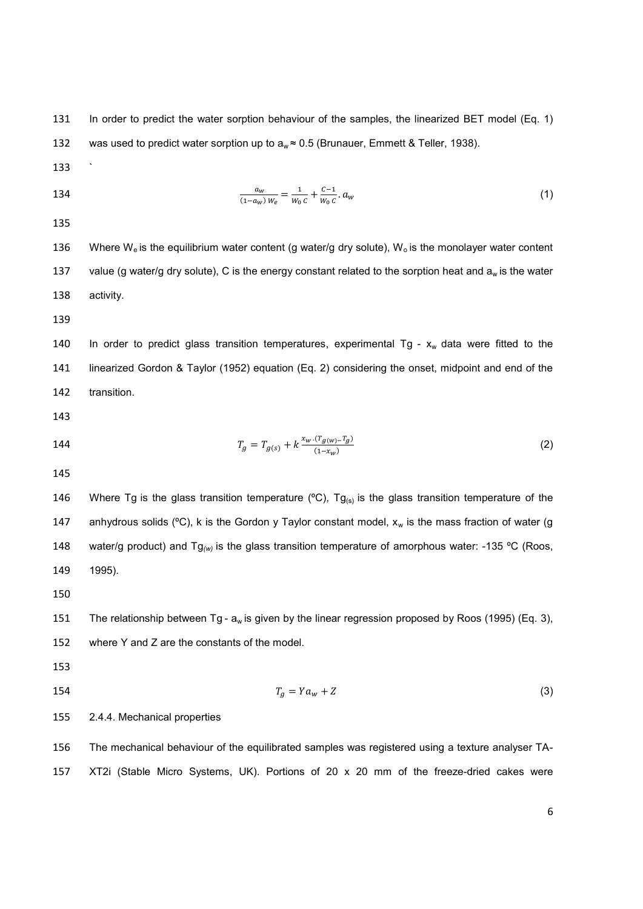In order to predict the water sorption behaviour of the samples, the linearized BET model (Eq. 1) was used to predict water sorption up to $a_w \approx 0.5$ (Brunauer, Emmett & Teller, 1938).

`

$$\frac{a_w}{(1-a_w)\,W_e} = \frac{1}{W_0\,C} + \frac{C-1}{W_0\,C} \cdot a_w \tag{1}$$

Where $W_e$ is the equilibrium water content (g water/g dry solute), $W_o$ is the monolayer water content value (g water/g dry solute), C is the energy constant related to the sorption heat and $a_w$ is the water activity.

In order to predict glass transition temperatures, experimental Tg - $x_w$ data were fitted to the linearized Gordon & Taylor (1952) equation (Eq. 2) considering the onset, midpoint and end of the transition.

$$T_g = T_{g(s)} + k\,\frac{x_w \cdot (T_{g(w)} - T_g)}{(1-x_w)} \tag{2}$$

Where Tg is the glass transition temperature (ºC), $Tg_{(s)}$ is the glass transition temperature of the anhydrous solids (ºC), k is the Gordon y Taylor constant model, $x_w$ is the mass fraction of water (g water/g product) and $Tg_{(w)}$ is the glass transition temperature of amorphous water: -135 ºC (Roos, 1995).

The relationship between Tg - $a_w$ is given by the linear regression proposed by Roos (1995) (Eq. 3), where Y and Z are the constants of the model.

$$T_g = Y a_w + Z \tag{3}$$

2.4.4. Mechanical properties

The mechanical behaviour of the equilibrated samples was registered using a texture analyser TA-XT2i (Stable Micro Systems, UK). Portions of 20 x 20 mm of the freeze-dried cakes were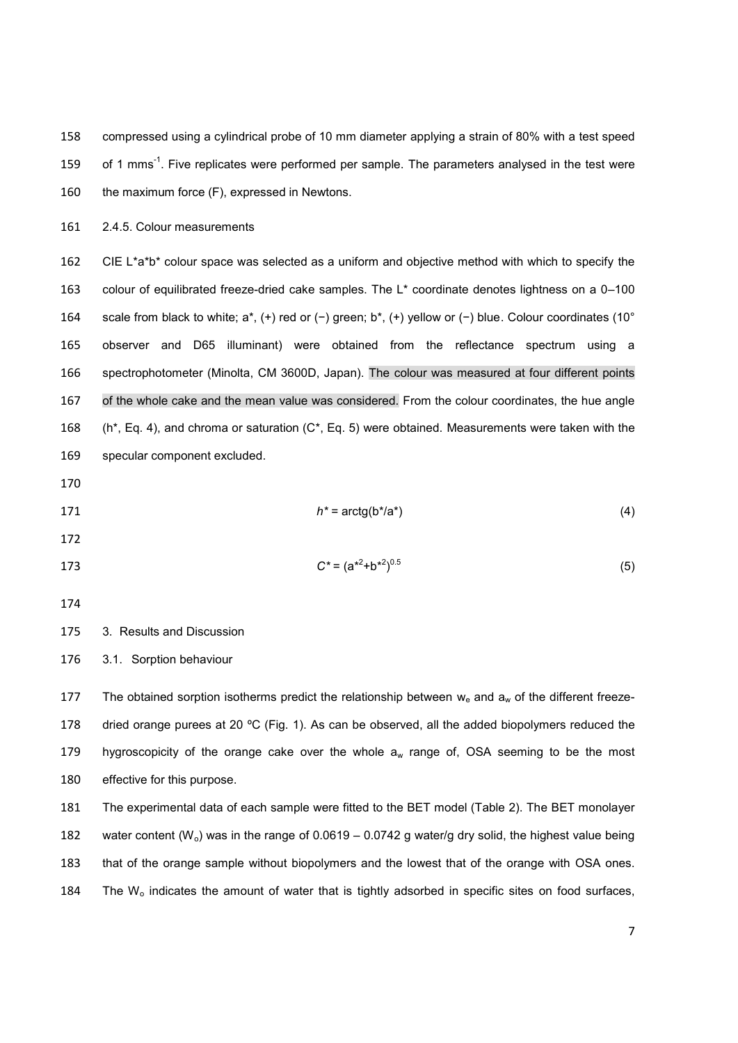compressed using a cylindrical probe of 10 mm diameter applying a strain of 80% with a test speed of 1 $mms^{-1}$. Five replicates were performed per sample. The parameters analysed in the test were the maximum force (F), expressed in Newtons.

### 2.4.5. Colour measurements

CIE L\*a\*b\* colour space was selected as a uniform and objective method with which to specify the colour of equilibrated freeze-dried cake samples. The L\* coordinate denotes lightness on a 0–100 scale from black to white; a\*, (+) red or (−) green; b\*, (+) yellow or (−) blue. Colour coordinates (10° observer and D65 illuminant) were obtained from the reflectance spectrum using a spectrophotometer (Minolta, CM 3600D, Japan). The colour was measured at four different points of the whole cake and the mean value was considered. From the colour coordinates, the hue angle (h\*, Eq. 4), and chroma or saturation (C\*, Eq. 5) were obtained. Measurements were taken with the specular component excluded.

$$h^* = \text{arctg}(b^*/a^*) \qquad (4)$$

$$C^* = (a^{*2}+b^{*2})^{0.5} \qquad (5)$$

## 3. Results and Discussion

### 3.1. Sorption behaviour

The obtained sorption isotherms predict the relationship between $w_e$ and $a_w$ of the different freeze-dried orange purees at 20 ºC (Fig. 1). As can be observed, all the added biopolymers reduced the hygroscopicity of the orange cake over the whole $a_w$ range of, OSA seeming to be the most effective for this purpose.

The experimental data of each sample were fitted to the BET model (Table 2). The BET monolayer water content ($W_o$) was in the range of 0.0619 – 0.0742 g water/g dry solid, the highest value being that of the orange sample without biopolymers and the lowest that of the orange with OSA ones. The $W_o$ indicates the amount of water that is tightly adsorbed in specific sites on food surfaces,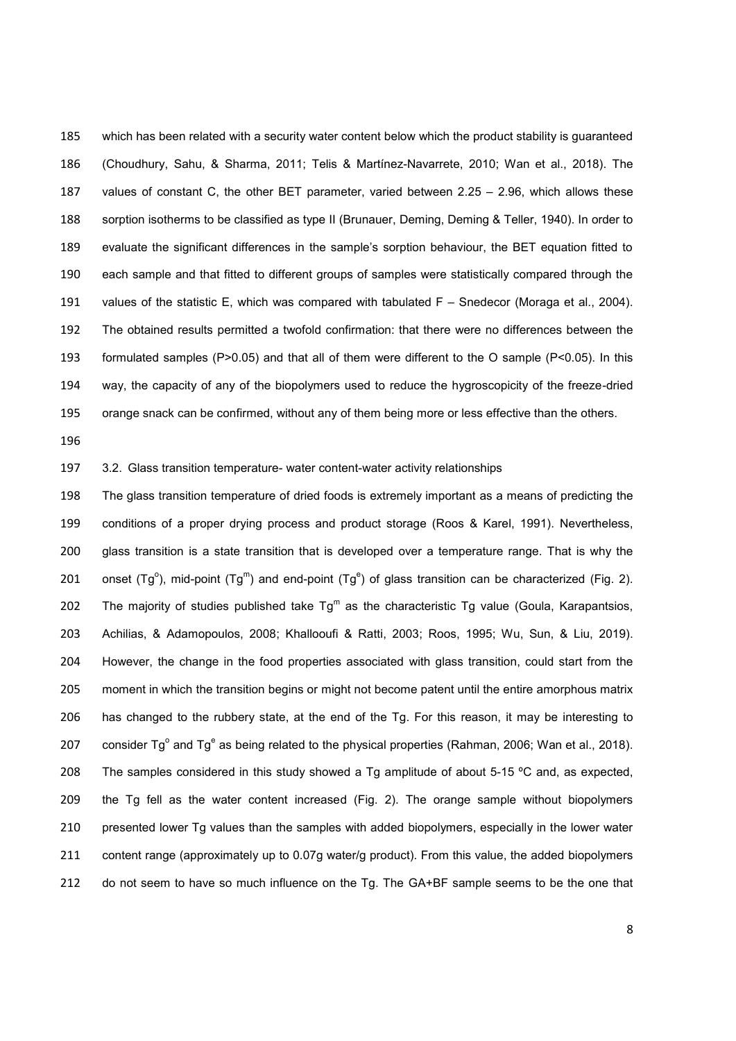which has been related with a security water content below which the product stability is guaranteed (Choudhury, Sahu, & Sharma, 2011; Telis & Martínez-Navarrete, 2010; Wan et al., 2018). The values of constant C, the other BET parameter, varied between 2.25 – 2.96, which allows these sorption isotherms to be classified as type II (Brunauer, Deming, Deming & Teller, 1940). In order to evaluate the significant differences in the sample's sorption behaviour, the BET equation fitted to each sample and that fitted to different groups of samples were statistically compared through the values of the statistic E, which was compared with tabulated F – Snedecor (Moraga et al., 2004). The obtained results permitted a twofold confirmation: that there were no differences between the formulated samples ($P>0.05$) and that all of them were different to the O sample ($P<0.05$). In this way, the capacity of any of the biopolymers used to reduce the hygroscopicity of the freeze-dried orange snack can be confirmed, without any of them being more or less effective than the others.

### 3.2. Glass transition temperature- water content-water activity relationships

The glass transition temperature of dried foods is extremely important as a means of predicting the conditions of a proper drying process and product storage (Roos & Karel, 1991). Nevertheless, glass transition is a state transition that is developed over a temperature range. That is why the onset ($Tg^o$), mid-point ($Tg^m$) and end-point ($Tg^e$) of glass transition can be characterized (Fig. 2). The majority of studies published take $Tg^m$ as the characteristic Tg value (Goula, Karapantsios, Achilias, & Adamopoulos, 2008; Khallooufi & Ratti, 2003; Roos, 1995; Wu, Sun, & Liu, 2019). However, the change in the food properties associated with glass transition, could start from the moment in which the transition begins or might not become patent until the entire amorphous matrix has changed to the rubbery state, at the end of the Tg. For this reason, it may be interesting to consider $Tg^o$ and $Tg^e$ as being related to the physical properties (Rahman, 2006; Wan et al., 2018). The samples considered in this study showed a Tg amplitude of about 5-15 ºC and, as expected, the Tg fell as the water content increased (Fig. 2). The orange sample without biopolymers presented lower Tg values than the samples with added biopolymers, especially in the lower water content range (approximately up to 0.07g water/g product). From this value, the added biopolymers do not seem to have so much influence on the Tg. The GA+BF sample seems to be the one that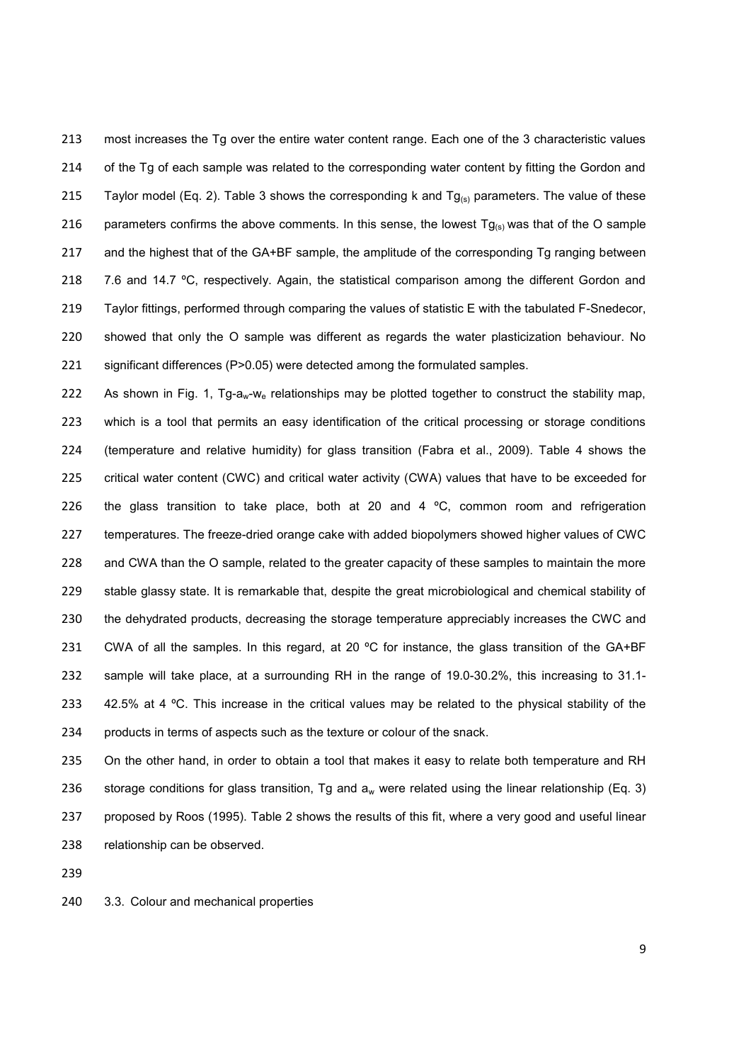most increases the Tg over the entire water content range. Each one of the 3 characteristic values of the Tg of each sample was related to the corresponding water content by fitting the Gordon and Taylor model (Eq. 2). Table 3 shows the corresponding k and $Tg_{(s)}$ parameters. The value of these parameters confirms the above comments. In this sense, the lowest $Tg_{(s)}$ was that of the O sample and the highest that of the GA+BF sample, the amplitude of the corresponding Tg ranging between 7.6 and 14.7 ºC, respectively. Again, the statistical comparison among the different Gordon and Taylor fittings, performed through comparing the values of statistic E with the tabulated F-Snedecor, showed that only the O sample was different as regards the water plasticization behaviour. No significant differences (P>0.05) were detected among the formulated samples.

As shown in Fig. 1, Tg-$a_w$-$w_e$ relationships may be plotted together to construct the stability map, which is a tool that permits an easy identification of the critical processing or storage conditions (temperature and relative humidity) for glass transition (Fabra et al., 2009). Table 4 shows the critical water content (CWC) and critical water activity (CWA) values that have to be exceeded for the glass transition to take place, both at 20 and 4 ºC, common room and refrigeration temperatures. The freeze-dried orange cake with added biopolymers showed higher values of CWC and CWA than the O sample, related to the greater capacity of these samples to maintain the more stable glassy state. It is remarkable that, despite the great microbiological and chemical stability of the dehydrated products, decreasing the storage temperature appreciably increases the CWC and CWA of all the samples. In this regard, at 20 ºC for instance, the glass transition of the GA+BF sample will take place, at a surrounding RH in the range of 19.0-30.2%, this increasing to 31.1-42.5% at 4 ºC. This increase in the critical values may be related to the physical stability of the products in terms of aspects such as the texture or colour of the snack.

On the other hand, in order to obtain a tool that makes it easy to relate both temperature and RH storage conditions for glass transition, Tg and $a_w$ were related using the linear relationship (Eq. 3) proposed by Roos (1995). Table 2 shows the results of this fit, where a very good and useful linear relationship can be observed.

### 3.3. Colour and mechanical properties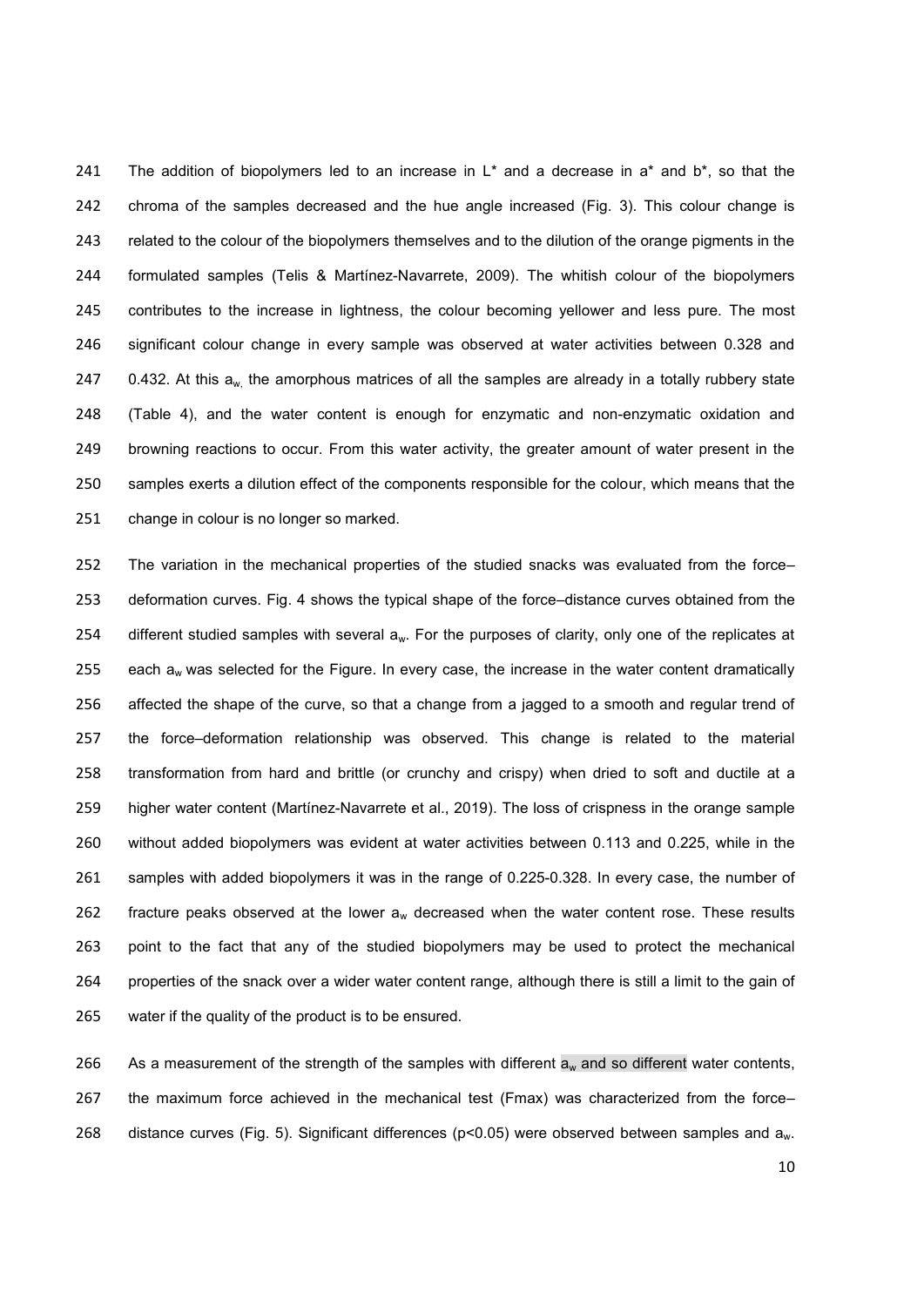The addition of biopolymers led to an increase in L* and a decrease in a* and b*, so that the chroma of the samples decreased and the hue angle increased (Fig. 3). This colour change is related to the colour of the biopolymers themselves and to the dilution of the orange pigments in the formulated samples (Telis & Martínez-Navarrete, 2009). The whitish colour of the biopolymers contributes to the increase in lightness, the colour becoming yellower and less pure. The most significant colour change in every sample was observed at water activities between 0.328 and 0.432. At this $a_w$ the amorphous matrices of all the samples are already in a totally rubbery state (Table 4), and the water content is enough for enzymatic and non-enzymatic oxidation and browning reactions to occur. From this water activity, the greater amount of water present in the samples exerts a dilution effect of the components responsible for the colour, which means that the change in colour is no longer so marked.

The variation in the mechanical properties of the studied snacks was evaluated from the force–deformation curves. Fig. 4 shows the typical shape of the force–distance curves obtained from the different studied samples with several $a_w$. For the purposes of clarity, only one of the replicates at each $a_w$ was selected for the Figure. In every case, the increase in the water content dramatically affected the shape of the curve, so that a change from a jagged to a smooth and regular trend of the force–deformation relationship was observed. This change is related to the material transformation from hard and brittle (or crunchy and crispy) when dried to soft and ductile at a higher water content (Martínez-Navarrete et al., 2019). The loss of crispness in the orange sample without added biopolymers was evident at water activities between 0.113 and 0.225, while in the samples with added biopolymers it was in the range of 0.225-0.328. In every case, the number of fracture peaks observed at the lower $a_w$ decreased when the water content rose. These results point to the fact that any of the studied biopolymers may be used to protect the mechanical properties of the snack over a wider water content range, although there is still a limit to the gain of water if the quality of the product is to be ensured.

As a measurement of the strength of the samples with different $a_w$ and so different water contents, the maximum force achieved in the mechanical test (Fmax) was characterized from the force–distance curves (Fig. 5). Significant differences ($p<0.05$) were observed between samples and $a_w$.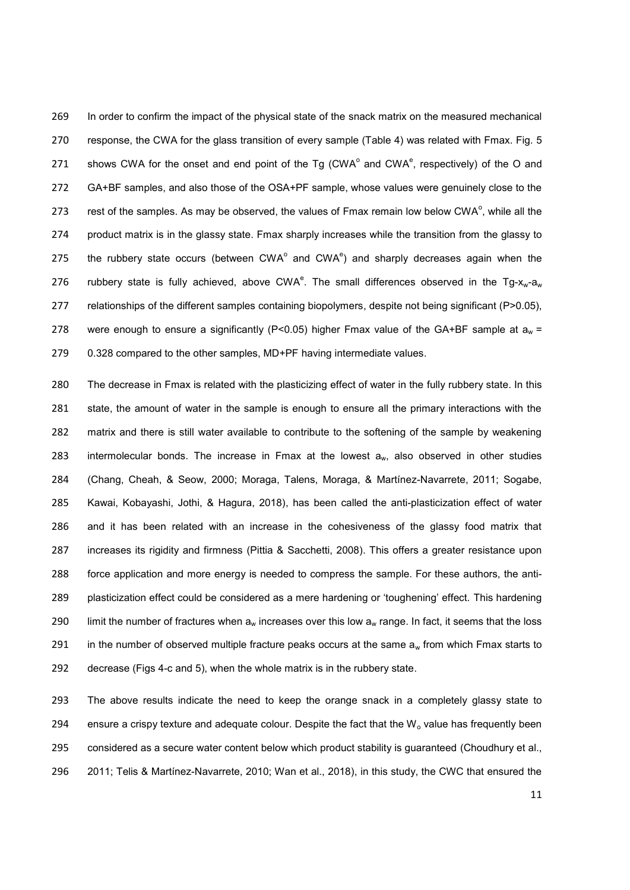In order to confirm the impact of the physical state of the snack matrix on the measured mechanical response, the CWA for the glass transition of every sample (Table 4) was related with Fmax. Fig. 5 shows CWA for the onset and end point of the Tg ($CWA^o$ and $CWA^e$, respectively) of the O and GA+BF samples, and also those of the OSA+PF sample, whose values were genuinely close to the rest of the samples. As may be observed, the values of Fmax remain low below $CWA^o$, while all the product matrix is in the glassy state. Fmax sharply increases while the transition from the glassy to the rubbery state occurs (between $CWA^o$ and $CWA^e$) and sharply decreases again when the rubbery state is fully achieved, above $CWA^e$. The small differences observed in the Tg-$x_w$-$a_w$ relationships of the different samples containing biopolymers, despite not being significant ($P>0.05$), were enough to ensure a significantly ($P<0.05$) higher Fmax value of the GA+BF sample at $a_w$ = 0.328 compared to the other samples, MD+PF having intermediate values.

The decrease in Fmax is related with the plasticizing effect of water in the fully rubbery state. In this state, the amount of water in the sample is enough to ensure all the primary interactions with the matrix and there is still water available to contribute to the softening of the sample by weakening intermolecular bonds. The increase in Fmax at the lowest $a_w$, also observed in other studies (Chang, Cheah, & Seow, 2000; Moraga, Talens, Moraga, & Martínez-Navarrete, 2011; Sogabe, Kawai, Kobayashi, Jothi, & Hagura, 2018), has been called the anti-plasticization effect of water and it has been related with an increase in the cohesiveness of the glassy food matrix that increases its rigidity and firmness (Pittia & Sacchetti, 2008). This offers a greater resistance upon force application and more energy is needed to compress the sample. For these authors, the anti-plasticization effect could be considered as a mere hardening or 'toughening' effect. This hardening limit the number of fractures when $a_w$ increases over this low $a_w$ range. In fact, it seems that the loss in the number of observed multiple fracture peaks occurs at the same $a_w$ from which Fmax starts to decrease (Figs 4-c and 5), when the whole matrix is in the rubbery state.

The above results indicate the need to keep the orange snack in a completely glassy state to ensure a crispy texture and adequate colour. Despite the fact that the $W_o$ value has frequently been considered as a secure water content below which product stability is guaranteed (Choudhury et al., 2011; Telis & Martínez-Navarrete, 2010; Wan et al., 2018), in this study, the CWC that ensured the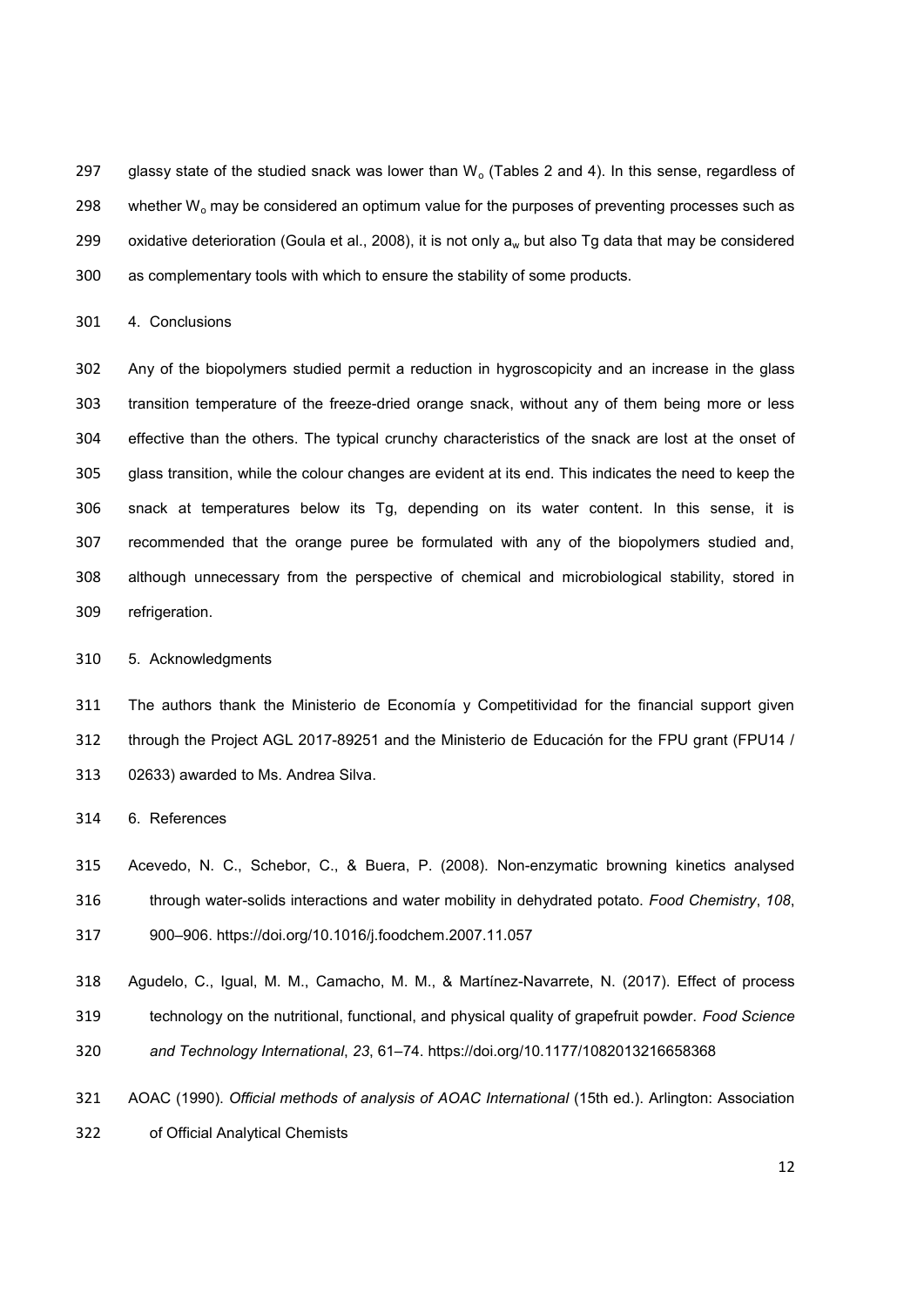glassy state of the studied snack was lower than $W_o$ (Tables 2 and 4). In this sense, regardless of whether $W_o$ may be considered an optimum value for the purposes of preventing processes such as oxidative deterioration (Goula et al., 2008), it is not only $a_w$ but also Tg data that may be considered as complementary tools with which to ensure the stability of some products.

## 4. Conclusions

Any of the biopolymers studied permit a reduction in hygroscopicity and an increase in the glass transition temperature of the freeze-dried orange snack, without any of them being more or less effective than the others. The typical crunchy characteristics of the snack are lost at the onset of glass transition, while the colour changes are evident at its end. This indicates the need to keep the snack at temperatures below its Tg, depending on its water content. In this sense, it is recommended that the orange puree be formulated with any of the biopolymers studied and, although unnecessary from the perspective of chemical and microbiological stability, stored in refrigeration.

## 5. Acknowledgments

The authors thank the Ministerio de Economía y Competitividad for the financial support given through the Project AGL 2017-89251 and the Ministerio de Educación for the FPU grant (FPU14 / 02633) awarded to Ms. Andrea Silva.

## 6. References

Acevedo, N. C., Schebor, C., & Buera, P. (2008). Non-enzymatic browning kinetics analysed through water-solids interactions and water mobility in dehydrated potato. *Food Chemistry*, *108*, 900–906. https://doi.org/10.1016/j.foodchem.2007.11.057

Agudelo, C., Igual, M. M., Camacho, M. M., & Martínez-Navarrete, N. (2017). Effect of process technology on the nutritional, functional, and physical quality of grapefruit powder. *Food Science and Technology International*, *23*, 61–74. https://doi.org/10.1177/1082013216658368

AOAC (1990). *Official methods of analysis of AOAC International* (15th ed.). Arlington: Association of Official Analytical Chemists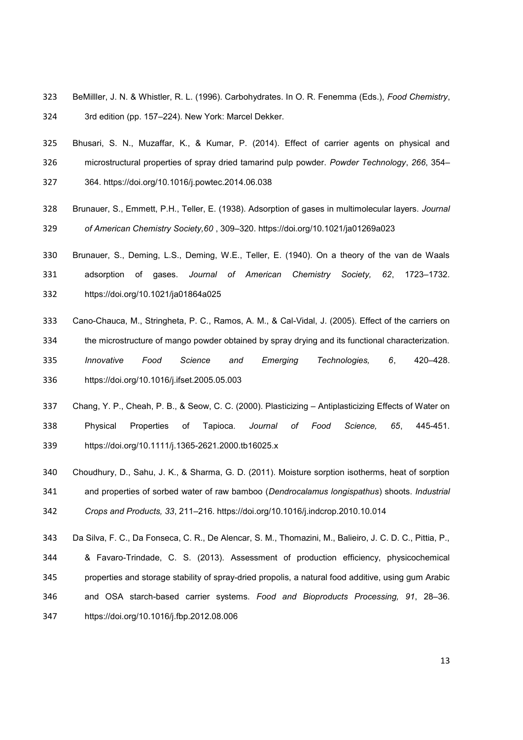BeMilller, J. N. & Whistler, R. L. (1996). Carbohydrates. In O. R. Fenemma (Eds.), *Food Chemistry*, 3rd edition (pp. 157–224). New York: Marcel Dekker.

Bhusari, S. N., Muzaffar, K., & Kumar, P. (2014). Effect of carrier agents on physical and microstructural properties of spray dried tamarind pulp powder. *Powder Technology*, *266*, 354–364. https://doi.org/10.1016/j.powtec.2014.06.038

Brunauer, S., Emmett, P.H., Teller, E. (1938). Adsorption of gases in multimolecular layers. *Journal of American Chemistry Society,60* , 309–320. https://doi.org/10.1021/ja01269a023

Brunauer, S., Deming, L.S., Deming, W.E., Teller, E. (1940). On a theory of the van de Waals adsorption of gases. *Journal of American Chemistry Society, 62*, 1723–1732. https://doi.org/10.1021/ja01864a025

Cano-Chauca, M., Stringheta, P. C., Ramos, A. M., & Cal-Vidal, J. (2005). Effect of the carriers on the microstructure of mango powder obtained by spray drying and its functional characterization. *Innovative Food Science and Emerging Technologies, 6*, 420–428. https://doi.org/10.1016/j.ifset.2005.05.003

Chang, Y. P., Cheah, P. B., & Seow, C. C. (2000). Plasticizing – Antiplasticizing Effects of Water on Physical Properties of Tapioca. *Journal of Food Science, 65*, 445-451. https://doi.org/10.1111/j.1365-2621.2000.tb16025.x

Choudhury, D., Sahu, J. K., & Sharma, G. D. (2011). Moisture sorption isotherms, heat of sorption and properties of sorbed water of raw bamboo (*Dendrocalamus longispathus*) shoots. *Industrial Crops and Products, 33*, 211–216. https://doi.org/10.1016/j.indcrop.2010.10.014

Da Silva, F. C., Da Fonseca, C. R., De Alencar, S. M., Thomazini, M., Balieiro, J. C. D. C., Pittia, P., & Favaro-Trindade, C. S. (2013). Assessment of production efficiency, physicochemical properties and storage stability of spray-dried propolis, a natural food additive, using gum Arabic and OSA starch-based carrier systems. *Food and Bioproducts Processing, 91*, 28–36. https://doi.org/10.1016/j.fbp.2012.08.006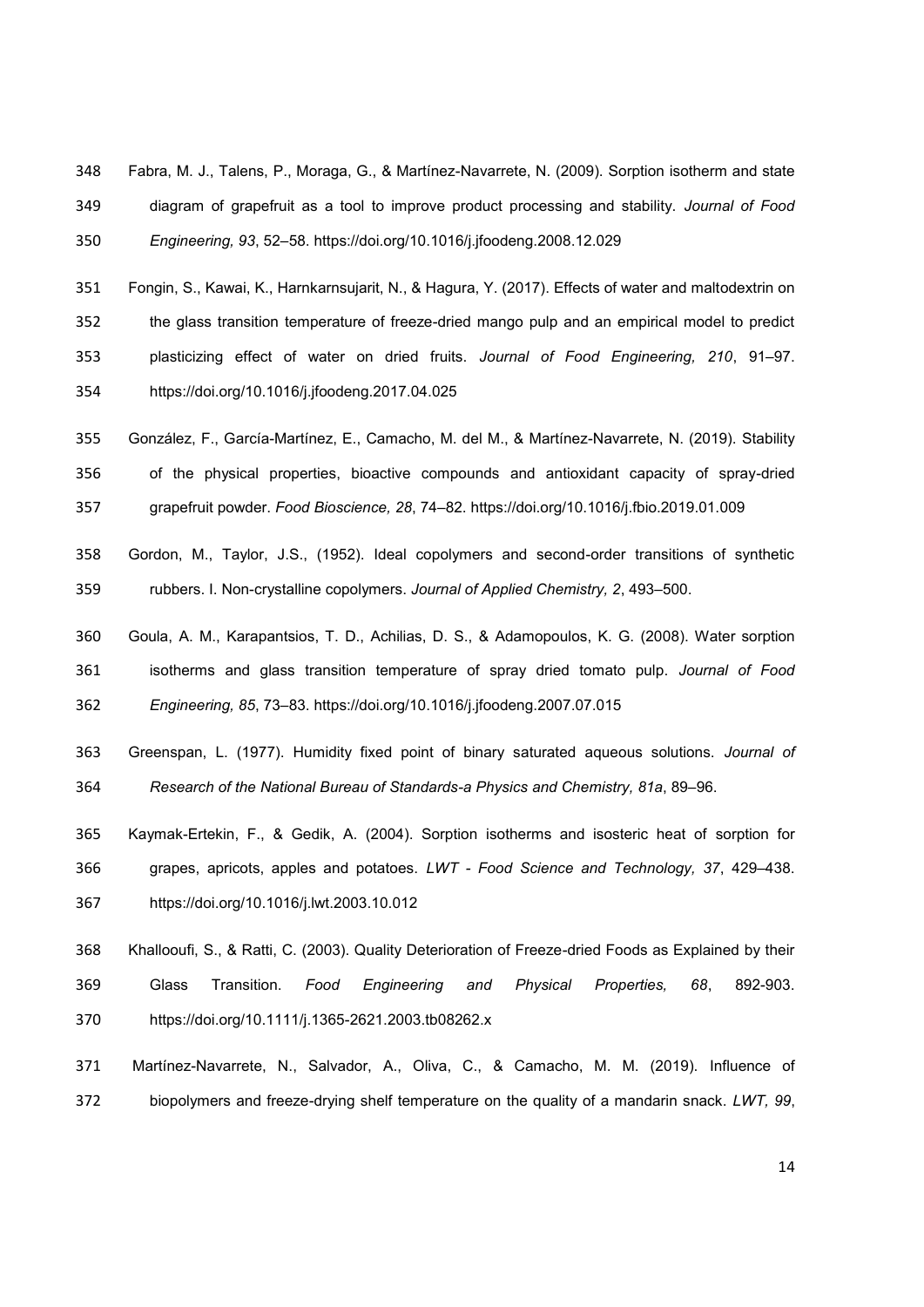Fabra, M. J., Talens, P., Moraga, G., & Martínez-Navarrete, N. (2009). Sorption isotherm and state diagram of grapefruit as a tool to improve product processing and stability. *Journal of Food Engineering, 93*, 52–58. https://doi.org/10.1016/j.jfoodeng.2008.12.029

Fongin, S., Kawai, K., Harnkarnsujarit, N., & Hagura, Y. (2017). Effects of water and maltodextrin on the glass transition temperature of freeze-dried mango pulp and an empirical model to predict plasticizing effect of water on dried fruits. *Journal of Food Engineering, 210*, 91–97. https://doi.org/10.1016/j.jfoodeng.2017.04.025

González, F., García-Martínez, E., Camacho, M. del M., & Martínez-Navarrete, N. (2019). Stability of the physical properties, bioactive compounds and antioxidant capacity of spray-dried grapefruit powder. *Food Bioscience, 28*, 74–82. https://doi.org/10.1016/j.fbio.2019.01.009

Gordon, M., Taylor, J.S., (1952). Ideal copolymers and second-order transitions of synthetic rubbers. I. Non-crystalline copolymers. *Journal of Applied Chemistry, 2*, 493–500.

Goula, A. M., Karapantsios, T. D., Achilias, D. S., & Adamopoulos, K. G. (2008). Water sorption isotherms and glass transition temperature of spray dried tomato pulp. *Journal of Food Engineering, 85*, 73–83. https://doi.org/10.1016/j.jfoodeng.2007.07.015

Greenspan, L. (1977). Humidity fixed point of binary saturated aqueous solutions. *Journal of Research of the National Bureau of Standards-a Physics and Chemistry, 81a*, 89–96.

Kaymak-Ertekin, F., & Gedik, A. (2004). Sorption isotherms and isosteric heat of sorption for grapes, apricots, apples and potatoes. *LWT - Food Science and Technology, 37*, 429–438. https://doi.org/10.1016/j.lwt.2003.10.012

Khallooufi, S., & Ratti, C. (2003). Quality Deterioration of Freeze-dried Foods as Explained by their Glass Transition. *Food Engineering and Physical Properties, 68*, 892-903. https://doi.org/10.1111/j.1365-2621.2003.tb08262.x

Martínez-Navarrete, N., Salvador, A., Oliva, C., & Camacho, M. M. (2019). Influence of biopolymers and freeze-drying shelf temperature on the quality of a mandarin snack. *LWT, 99*,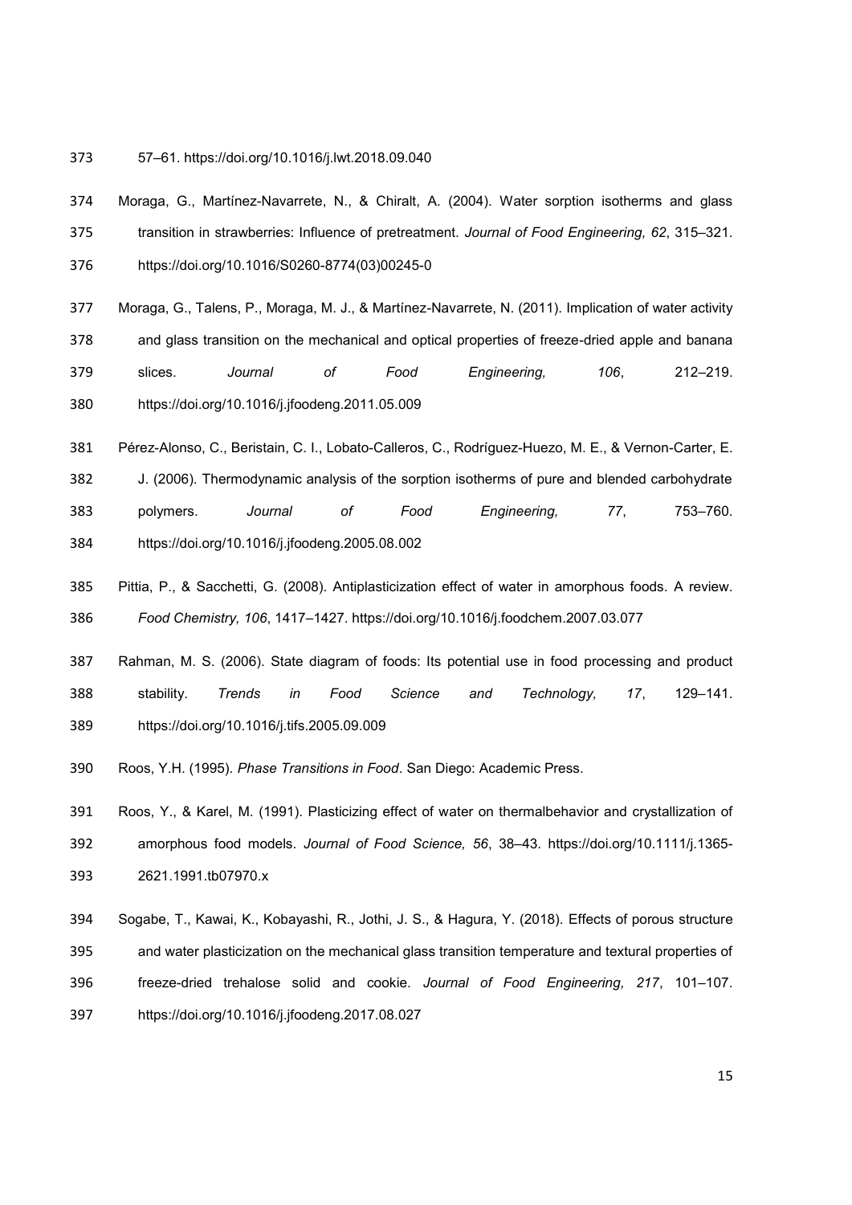57–61. https://doi.org/10.1016/j.lwt.2018.09.040

Moraga, G., Martínez-Navarrete, N., & Chiralt, A. (2004). Water sorption isotherms and glass transition in strawberries: Influence of pretreatment. *Journal of Food Engineering, 62*, 315–321. https://doi.org/10.1016/S0260-8774(03)00245-0

Moraga, G., Talens, P., Moraga, M. J., & Martínez-Navarrete, N. (2011). Implication of water activity and glass transition on the mechanical and optical properties of freeze-dried apple and banana slices. *Journal of Food Engineering, 106*, 212–219. https://doi.org/10.1016/j.jfoodeng.2011.05.009

Pérez-Alonso, C., Beristain, C. I., Lobato-Calleros, C., Rodríguez-Huezo, M. E., & Vernon-Carter, E. J. (2006). Thermodynamic analysis of the sorption isotherms of pure and blended carbohydrate polymers. *Journal of Food Engineering, 77*, 753–760. https://doi.org/10.1016/j.jfoodeng.2005.08.002

Pittia, P., & Sacchetti, G. (2008). Antiplasticization effect of water in amorphous foods. A review. *Food Chemistry, 106*, 1417–1427. https://doi.org/10.1016/j.foodchem.2007.03.077

Rahman, M. S. (2006). State diagram of foods: Its potential use in food processing and product stability. *Trends in Food Science and Technology, 17*, 129–141. https://doi.org/10.1016/j.tifs.2005.09.009

Roos, Y.H. (1995). *Phase Transitions in Food*. San Diego: Academic Press.

Roos, Y., & Karel, M. (1991). Plasticizing effect of water on thermalbehavior and crystallization of amorphous food models. *Journal of Food Science, 56*, 38–43. https://doi.org/10.1111/j.1365-2621.1991.tb07970.x

Sogabe, T., Kawai, K., Kobayashi, R., Jothi, J. S., & Hagura, Y. (2018). Effects of porous structure and water plasticization on the mechanical glass transition temperature and textural properties of freeze-dried trehalose solid and cookie. *Journal of Food Engineering, 217*, 101–107. https://doi.org/10.1016/j.jfoodeng.2017.08.027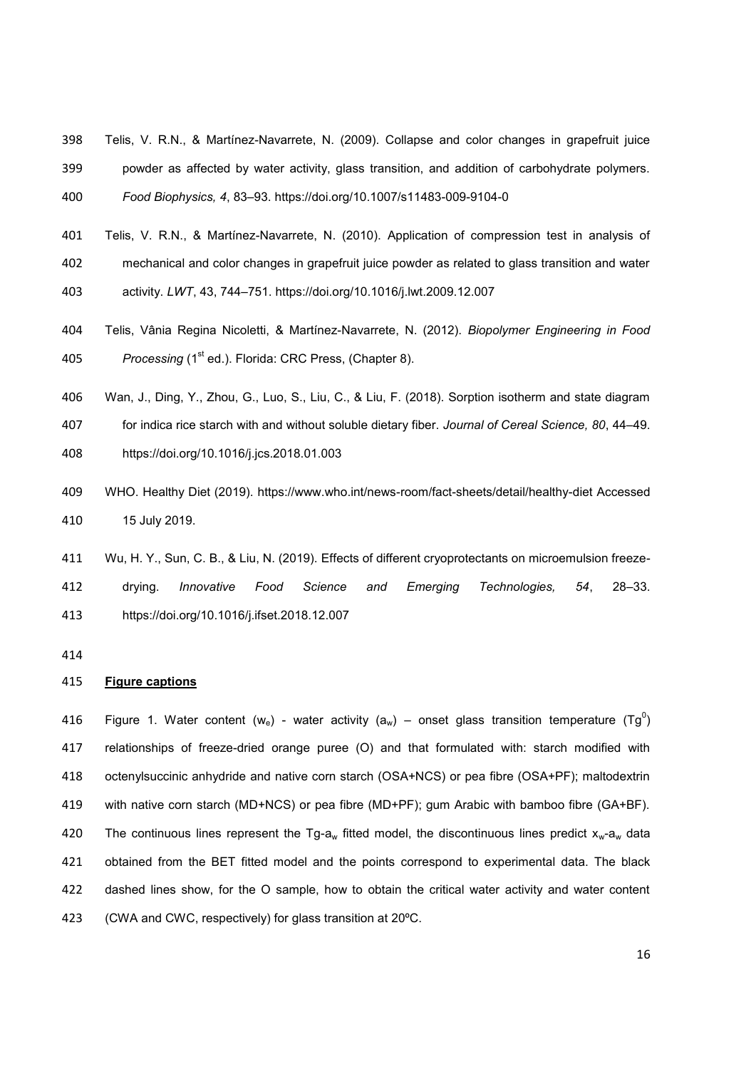Telis, V. R.N., & Martínez-Navarrete, N. (2009). Collapse and color changes in grapefruit juice powder as affected by water activity, glass transition, and addition of carbohydrate polymers. *Food Biophysics, 4*, 83–93. https://doi.org/10.1007/s11483-009-9104-0

Telis, V. R.N., & Martínez-Navarrete, N. (2010). Application of compression test in analysis of mechanical and color changes in grapefruit juice powder as related to glass transition and water activity. *LWT*, 43, 744–751. https://doi.org/10.1016/j.lwt.2009.12.007

Telis, Vânia Regina Nicoletti, & Martínez-Navarrete, N. (2012). *Biopolymer Engineering in Food Processing* (1st ed.). Florida: CRC Press, (Chapter 8).

Wan, J., Ding, Y., Zhou, G., Luo, S., Liu, C., & Liu, F. (2018). Sorption isotherm and state diagram for indica rice starch with and without soluble dietary fiber. *Journal of Cereal Science, 80*, 44–49. https://doi.org/10.1016/j.jcs.2018.01.003

WHO. Healthy Diet (2019). https://www.who.int/news-room/fact-sheets/detail/healthy-diet Accessed 15 July 2019.

Wu, H. Y., Sun, C. B., & Liu, N. (2019). Effects of different cryoprotectants on microemulsion freeze-drying. *Innovative Food Science and Emerging Technologies, 54*, 28–33. https://doi.org/10.1016/j.ifset.2018.12.007

## Figure captions

Figure 1. Water content ($w_e$) - water activity ($a_w$) – onset glass transition temperature ($Tg^0$) relationships of freeze-dried orange puree (O) and that formulated with: starch modified with octenylsuccinic anhydride and native corn starch (OSA+NCS) or pea fibre (OSA+PF); maltodextrin with native corn starch (MD+NCS) or pea fibre (MD+PF); gum Arabic with bamboo fibre (GA+BF). The continuous lines represent the $Tg$-$a_w$ fitted model, the discontinuous lines predict $x_w$-$a_w$ data obtained from the BET fitted model and the points correspond to experimental data. The black dashed lines show, for the O sample, how to obtain the critical water activity and water content (CWA and CWC, respectively) for glass transition at 20ºC.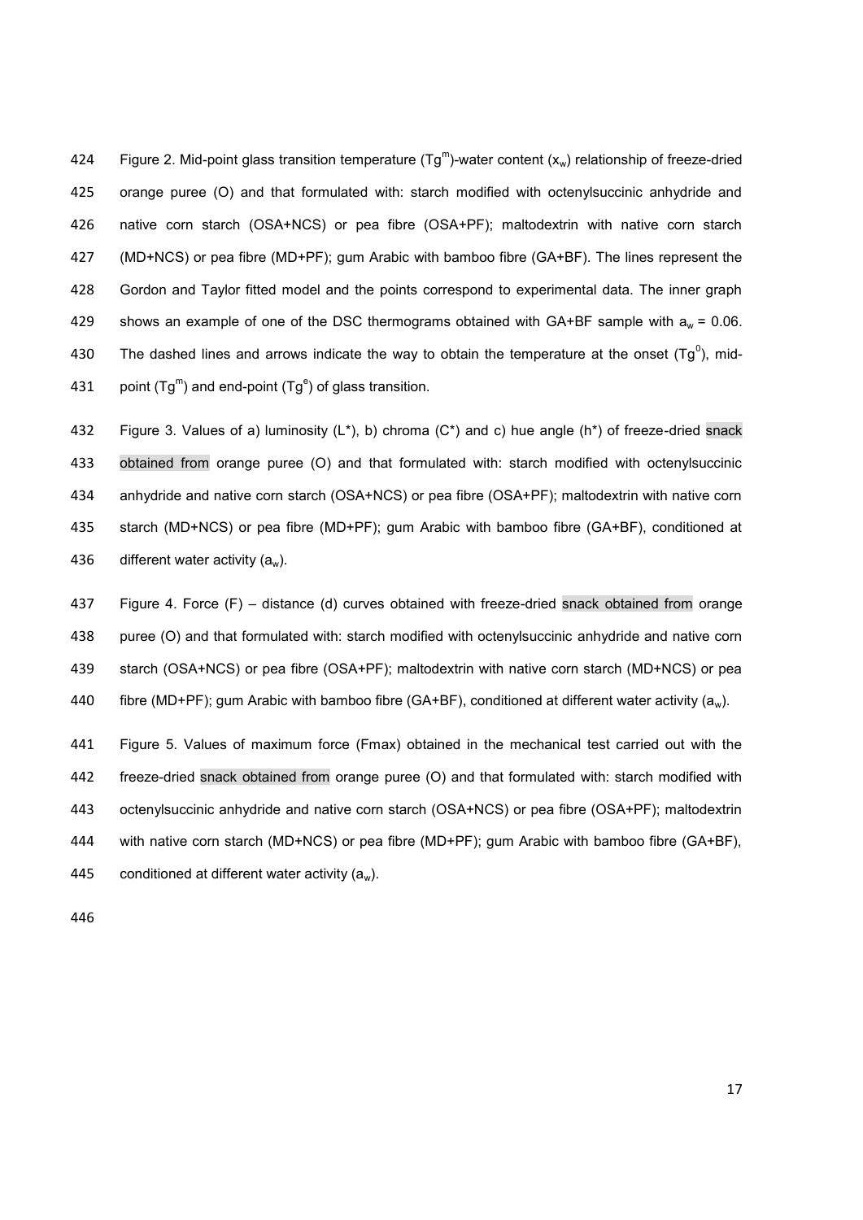Figure 2. Mid-point glass transition temperature ($Tg^m$)-water content ($x_w$) relationship of freeze-dried orange puree (O) and that formulated with: starch modified with octenylsuccinic anhydride and native corn starch (OSA+NCS) or pea fibre (OSA+PF); maltodextrin with native corn starch (MD+NCS) or pea fibre (MD+PF); gum Arabic with bamboo fibre (GA+BF). The lines represent the Gordon and Taylor fitted model and the points correspond to experimental data. The inner graph shows an example of one of the DSC thermograms obtained with GA+BF sample with $a_w$ = 0.06. The dashed lines and arrows indicate the way to obtain the temperature at the onset ($Tg^0$), mid-point ($Tg^m$) and end-point ($Tg^e$) of glass transition.

Figure 3. Values of a) luminosity (L*), b) chroma (C*) and c) hue angle (h*) of freeze-dried snack obtained from orange puree (O) and that formulated with: starch modified with octenylsuccinic anhydride and native corn starch (OSA+NCS) or pea fibre (OSA+PF); maltodextrin with native corn starch (MD+NCS) or pea fibre (MD+PF); gum Arabic with bamboo fibre (GA+BF), conditioned at different water activity ($a_w$).

Figure 4. Force (F) – distance (d) curves obtained with freeze-dried snack obtained from orange puree (O) and that formulated with: starch modified with octenylsuccinic anhydride and native corn starch (OSA+NCS) or pea fibre (OSA+PF); maltodextrin with native corn starch (MD+NCS) or pea fibre (MD+PF); gum Arabic with bamboo fibre (GA+BF), conditioned at different water activity ($a_w$).

Figure 5. Values of maximum force (Fmax) obtained in the mechanical test carried out with the freeze-dried snack obtained from orange puree (O) and that formulated with: starch modified with octenylsuccinic anhydride and native corn starch (OSA+NCS) or pea fibre (OSA+PF); maltodextrin with native corn starch (MD+NCS) or pea fibre (MD+PF); gum Arabic with bamboo fibre (GA+BF), conditioned at different water activity ($a_w$).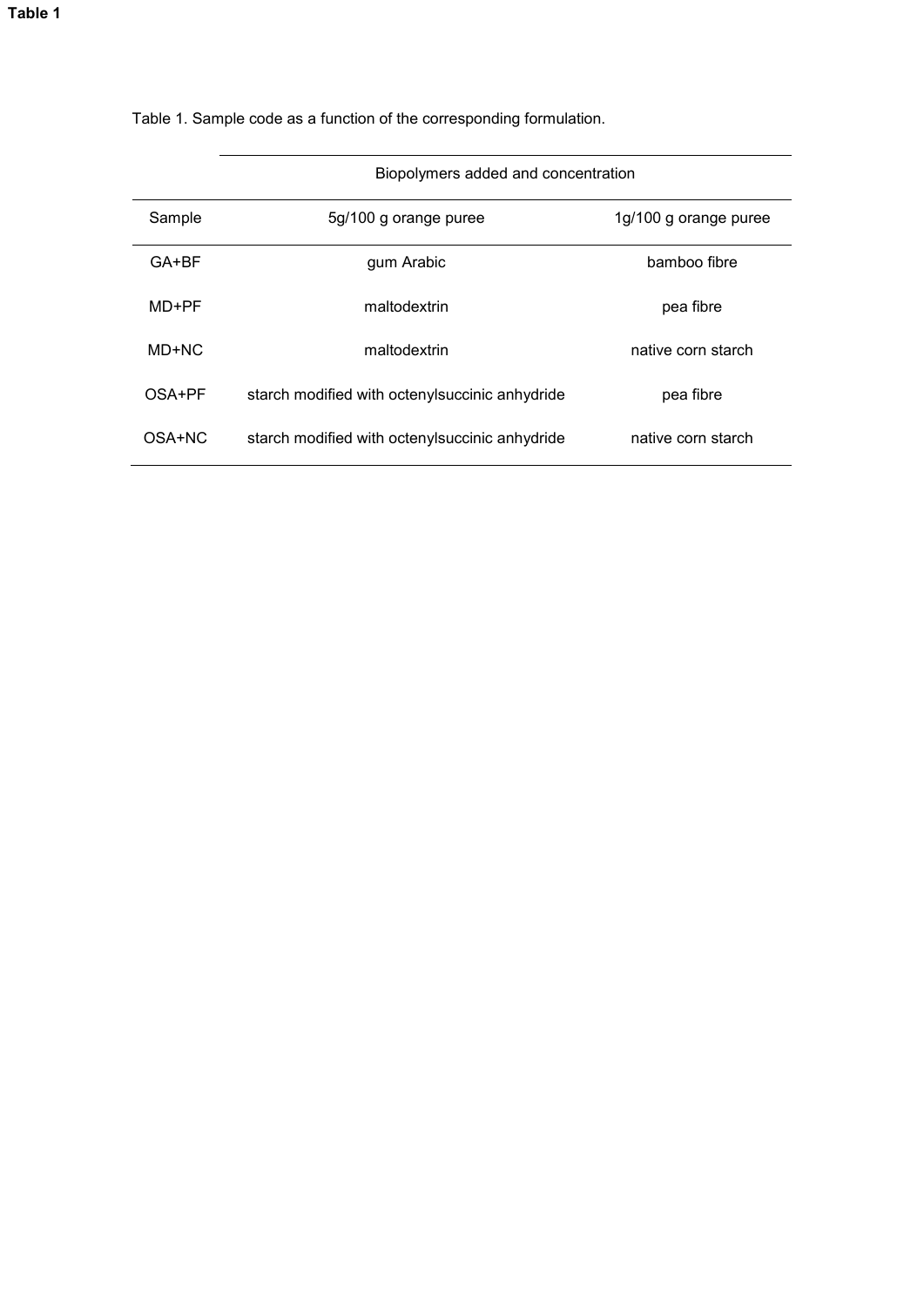**Table 1**

Table 1. Sample code as a function of the corresponding formulation.

| | Biopolymers added and concentration | |
|---|---|---|
| Sample | 5g/100 g orange puree | 1g/100 g orange puree |
| GA+BF | gum Arabic | bamboo fibre |
| MD+PF | maltodextrin | pea fibre |
| MD+NC | maltodextrin | native corn starch |
| OSA+PF | starch modified with octenylsuccinic anhydride | pea fibre |
| OSA+NC | starch modified with octenylsuccinic anhydride | native corn starch |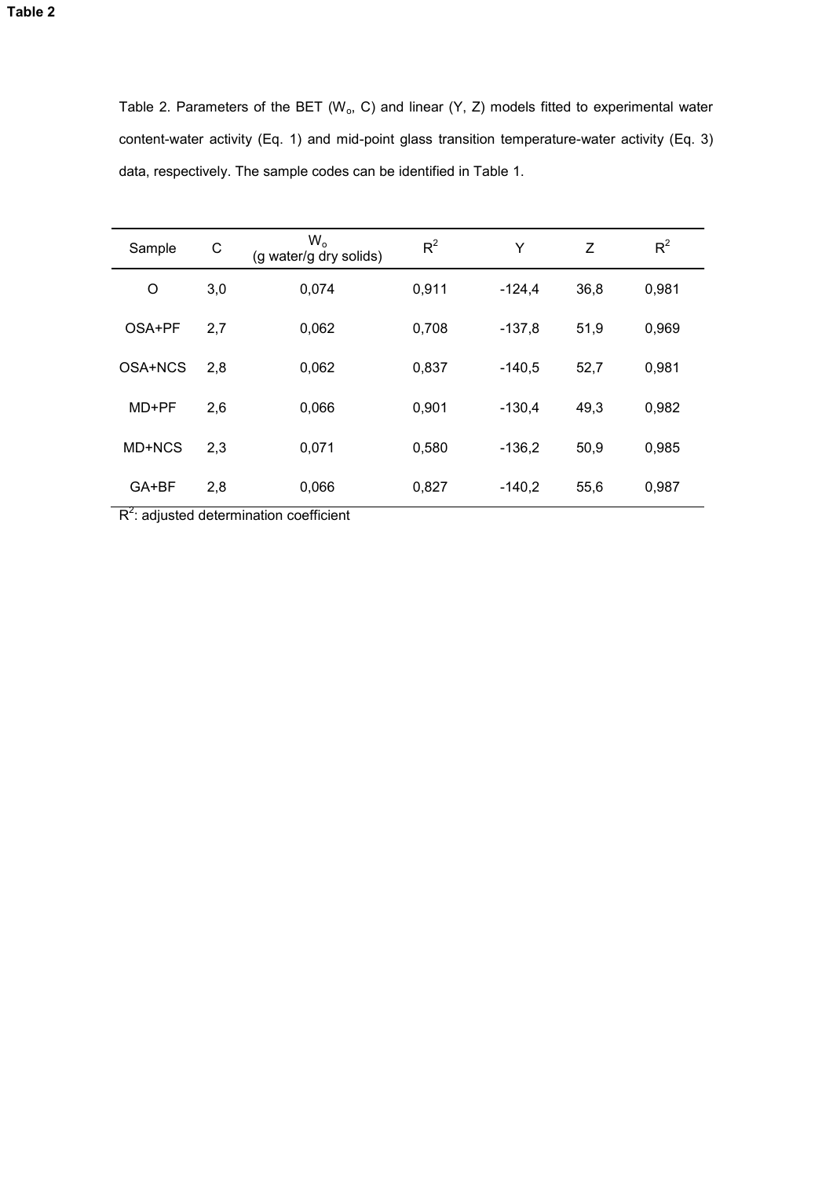**Table 2**

Table 2. Parameters of the BET ($W_o$, C) and linear (Y, Z) models fitted to experimental water content-water activity (Eq. 1) and mid-point glass transition temperature-water activity (Eq. 3) data, respectively. The sample codes can be identified in Table 1.

| Sample | C | $W_o$ (g water/g dry solids) | $R^2$ | Y | Z | $R^2$ |
|---|---|---|---|---|---|---|
| O | 3,0 | 0,074 | 0,911 | -124,4 | 36,8 | 0,981 |
| OSA+PF | 2,7 | 0,062 | 0,708 | -137,8 | 51,9 | 0,969 |
| OSA+NCS | 2,8 | 0,062 | 0,837 | -140,5 | 52,7 | 0,981 |
| MD+PF | 2,6 | 0,066 | 0,901 | -130,4 | 49,3 | 0,982 |
| MD+NCS | 2,3 | 0,071 | 0,580 | -136,2 | 50,9 | 0,985 |
| GA+BF | 2,8 | 0,066 | 0,827 | -140,2 | 55,6 | 0,987 |

$R^2$: adjusted determination coefficient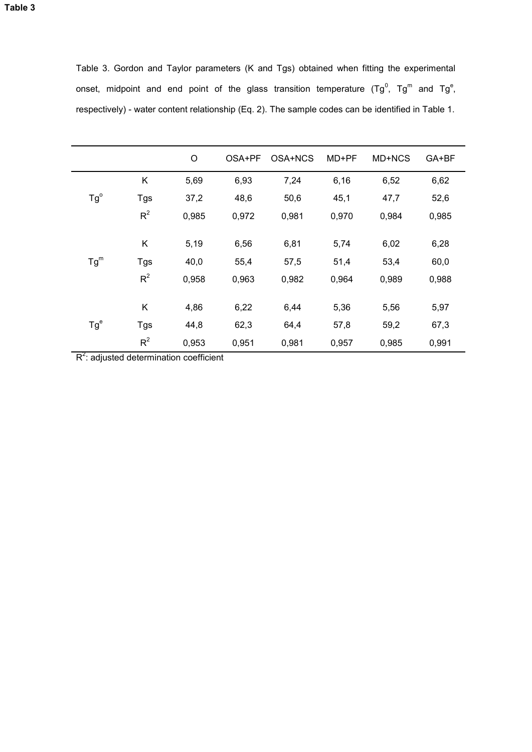**Table 3**

Table 3. Gordon and Taylor parameters (K and Tgs) obtained when fitting the experimental onset, midpoint and end point of the glass transition temperature ($Tg^0$, $Tg^m$ and $Tg^e$, respectively) - water content relationship (Eq. 2). The sample codes can be identified in Table 1.

| | | O | OSA+PF | OSA+NCS | MD+PF | MD+NCS | GA+BF |
|---|---|---|---|---|---|---|---|
| $Tg^o$ | K | 5,69 | 6,93 | 7,24 | 6,16 | 6,52 | 6,62 |
| | Tgs | 37,2 | 48,6 | 50,6 | 45,1 | 47,7 | 52,6 |
| | $R^2$ | 0,985 | 0,972 | 0,981 | 0,970 | 0,984 | 0,985 |
| $Tg^m$ | K | 5,19 | 6,56 | 6,81 | 5,74 | 6,02 | 6,28 |
| | Tgs | 40,0 | 55,4 | 57,5 | 51,4 | 53,4 | 60,0 |
| | $R^2$ | 0,958 | 0,963 | 0,982 | 0,964 | 0,989 | 0,988 |
| $Tg^e$ | K | 4,86 | 6,22 | 6,44 | 5,36 | 5,56 | 5,97 |
| | Tgs | 44,8 | 62,3 | 64,4 | 57,8 | 59,2 | 67,3 |
| | $R^2$ | 0,953 | 0,951 | 0,981 | 0,957 | 0,985 | 0,991 |

$R^2$: adjusted determination coefficient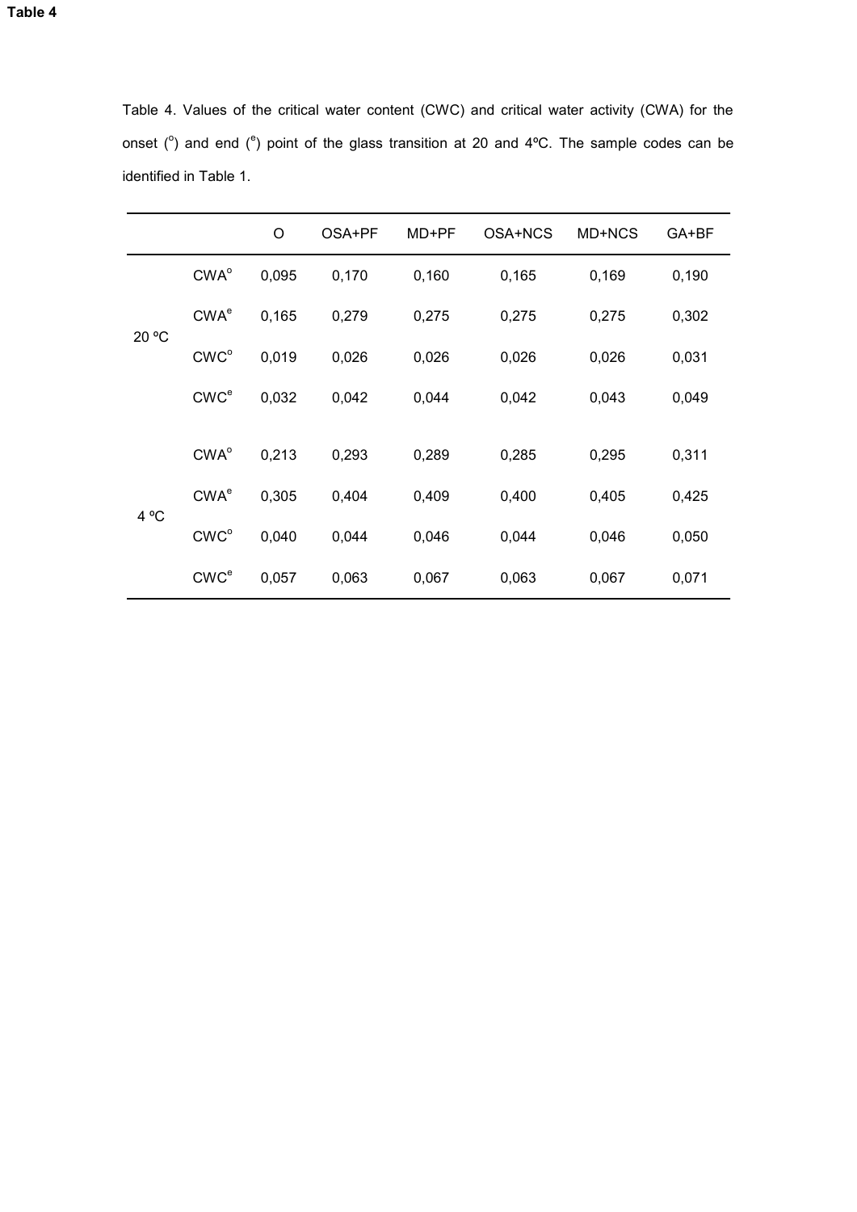**Table 4**

Table 4. Values of the critical water content (CWC) and critical water activity (CWA) for the onset ($^{o}$) and end ($^{e}$) point of the glass transition at 20 and 4ºC. The sample codes can be identified in Table 1.

| | | O | OSA+PF | MD+PF | OSA+NCS | MD+NCS | GA+BF |
|---|---|---|---|---|---|---|---|
| 20 ºC | $CWA^{o}$ | 0,095 | 0,170 | 0,160 | 0,165 | 0,169 | 0,190 |
| | $CWA^{e}$ | 0,165 | 0,279 | 0,275 | 0,275 | 0,275 | 0,302 |
| | $CWC^{o}$ | 0,019 | 0,026 | 0,026 | 0,026 | 0,026 | 0,031 |
| | $CWC^{e}$ | 0,032 | 0,042 | 0,044 | 0,042 | 0,043 | 0,049 |
| 4 ºC | $CWA^{o}$ | 0,213 | 0,293 | 0,289 | 0,285 | 0,295 | 0,311 |
| | $CWA^{e}$ | 0,305 | 0,404 | 0,409 | 0,400 | 0,405 | 0,425 |
| | $CWC^{o}$ | 0,040 | 0,044 | 0,046 | 0,044 | 0,046 | 0,050 |
| | $CWC^{e}$ | 0,057 | 0,063 | 0,067 | 0,063 | 0,067 | 0,071 |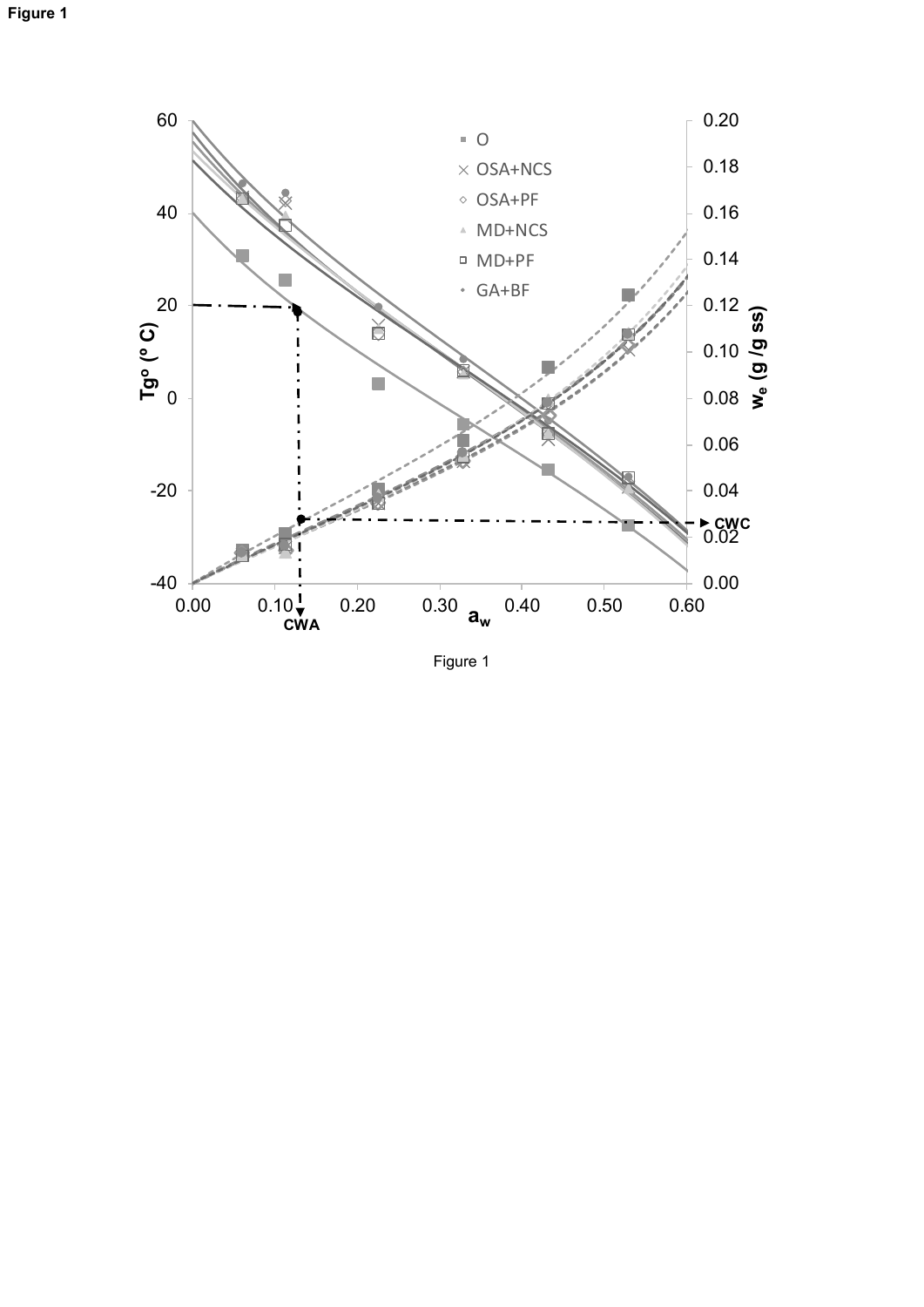Figure 1

Figure 1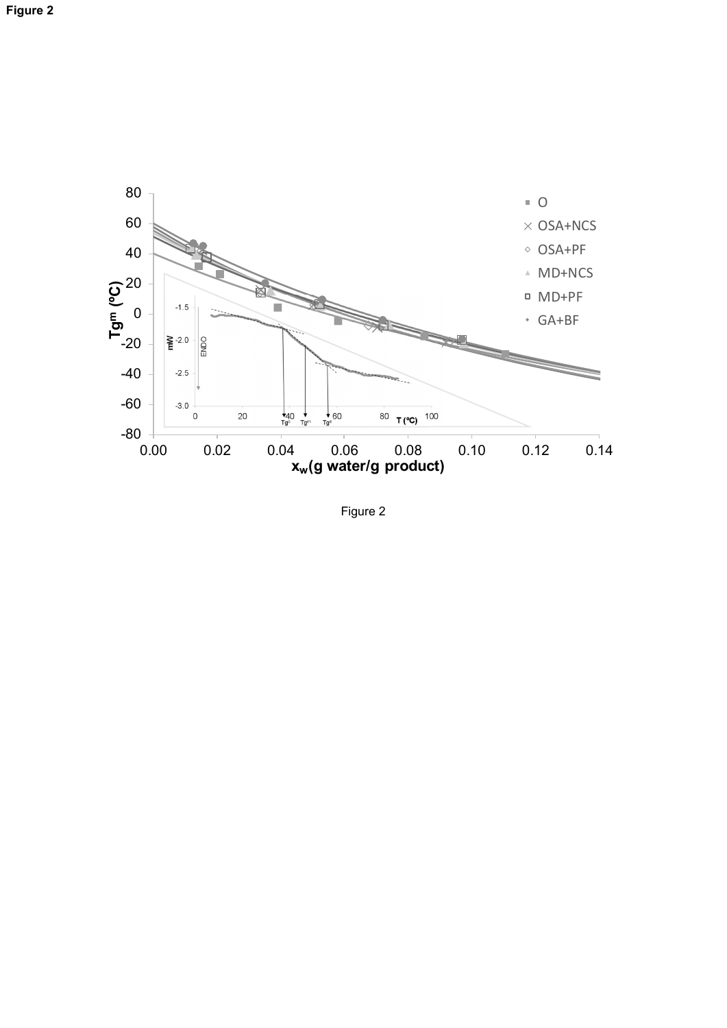**Figure 2**

Figure 2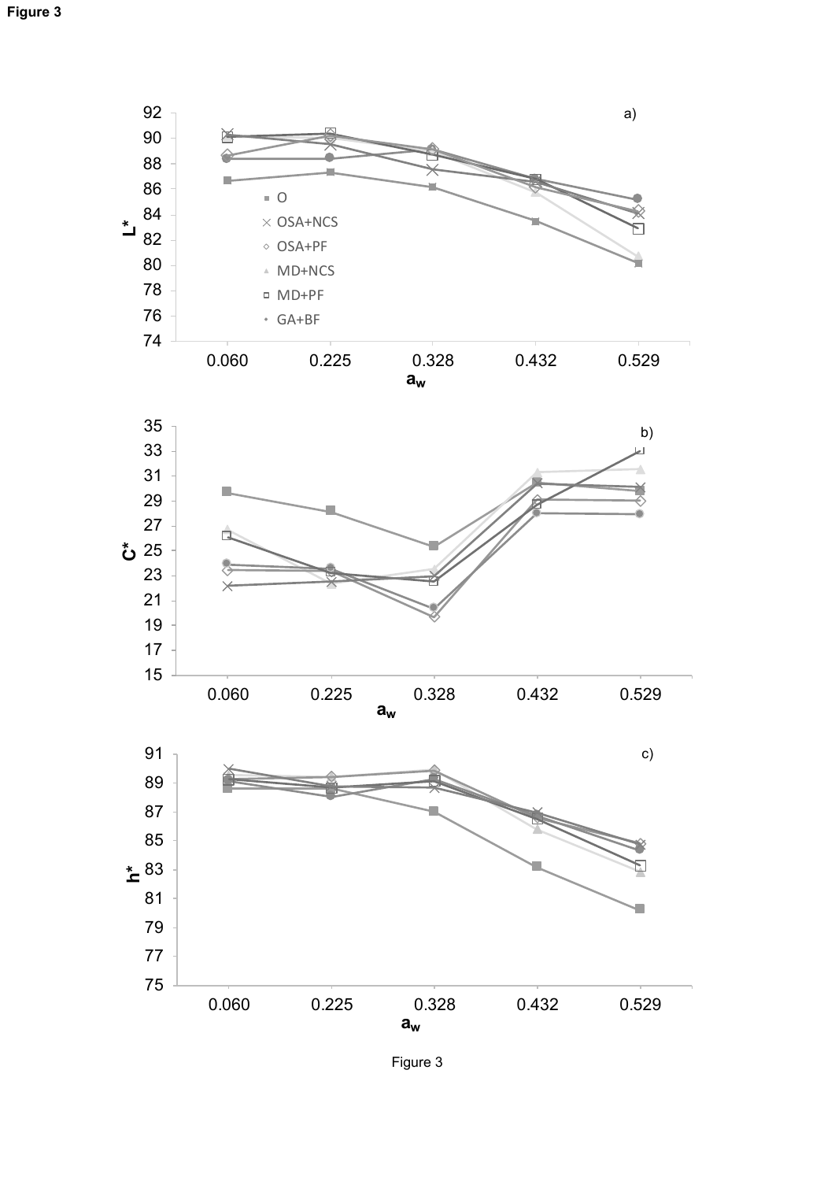**Figure 3**

Figure 3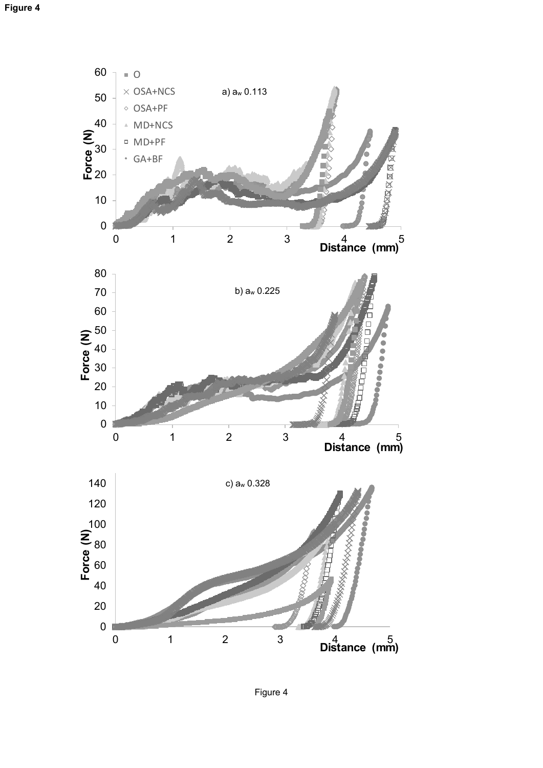**Figure 4**

Figure 4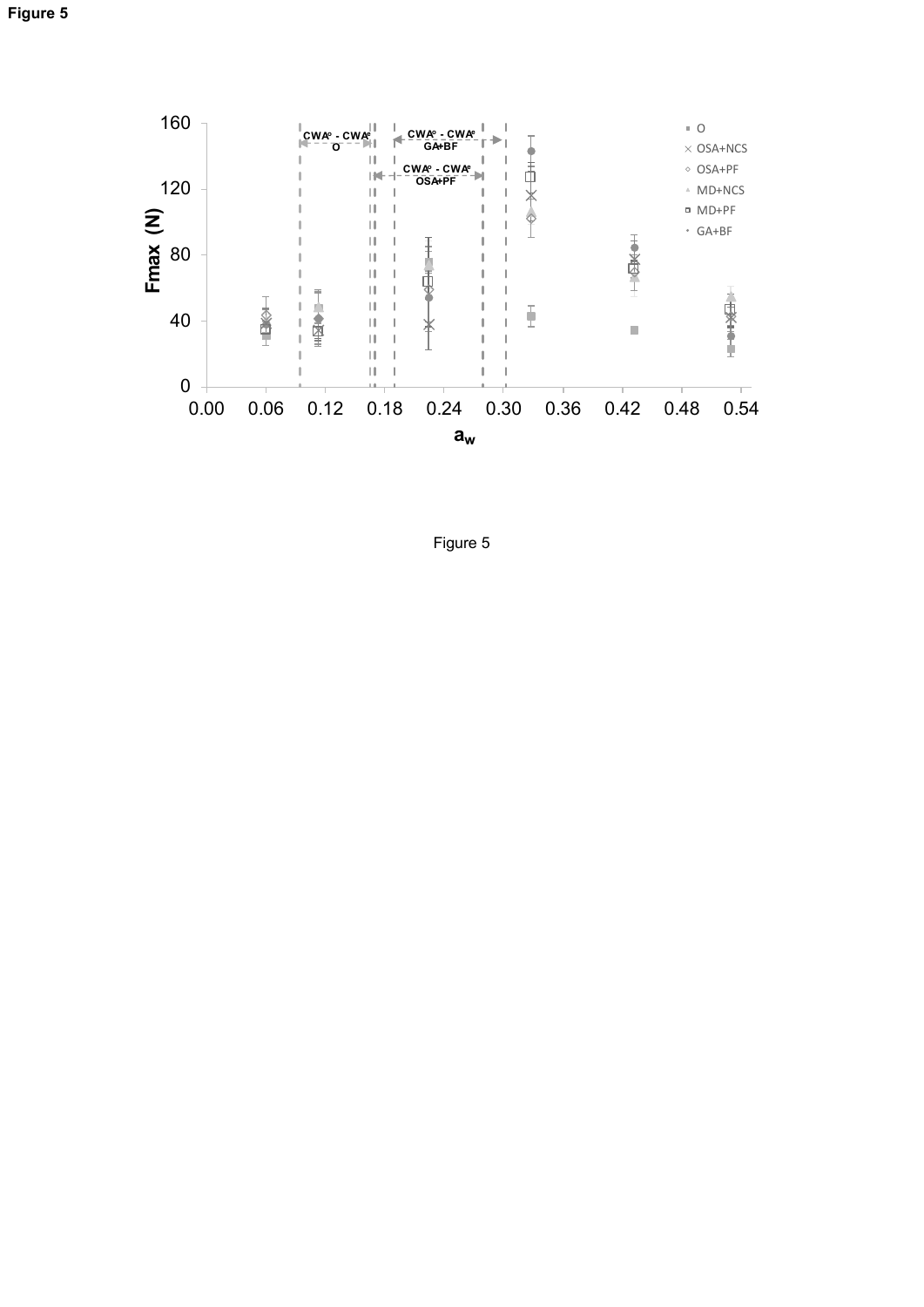**Figure 5**

Figure 5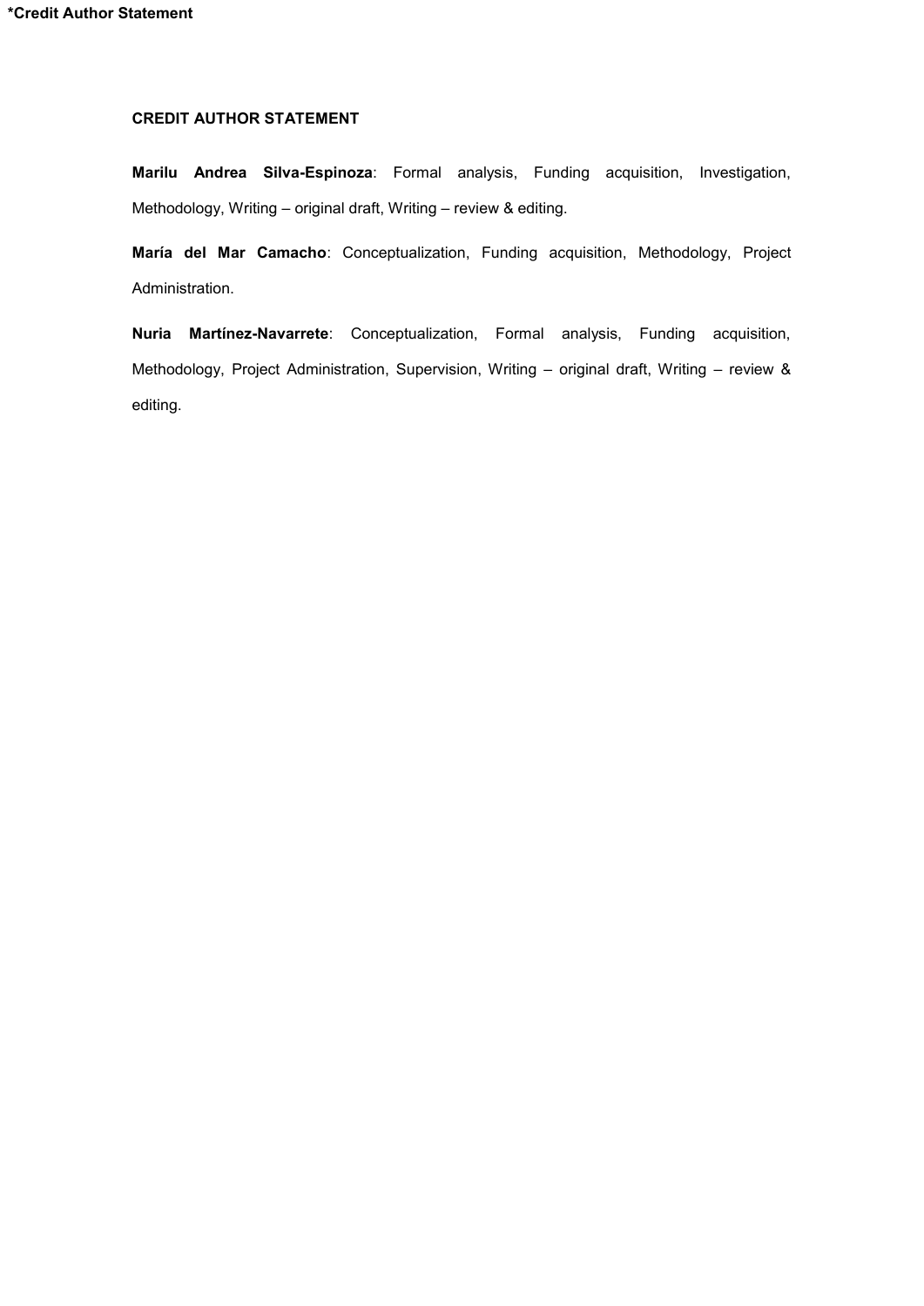**\*Credit Author Statement**

**CREDIT AUTHOR STATEMENT**

**Marilu Andrea Silva-Espinoza**: Formal analysis, Funding acquisition, Investigation, Methodology, Writing – original draft, Writing – review & editing.

**María del Mar Camacho**: Conceptualization, Funding acquisition, Methodology, Project Administration.

**Nuria Martínez-Navarrete**: Conceptualization, Formal analysis, Funding acquisition, Methodology, Project Administration, Supervision, Writing – original draft, Writing – review & editing.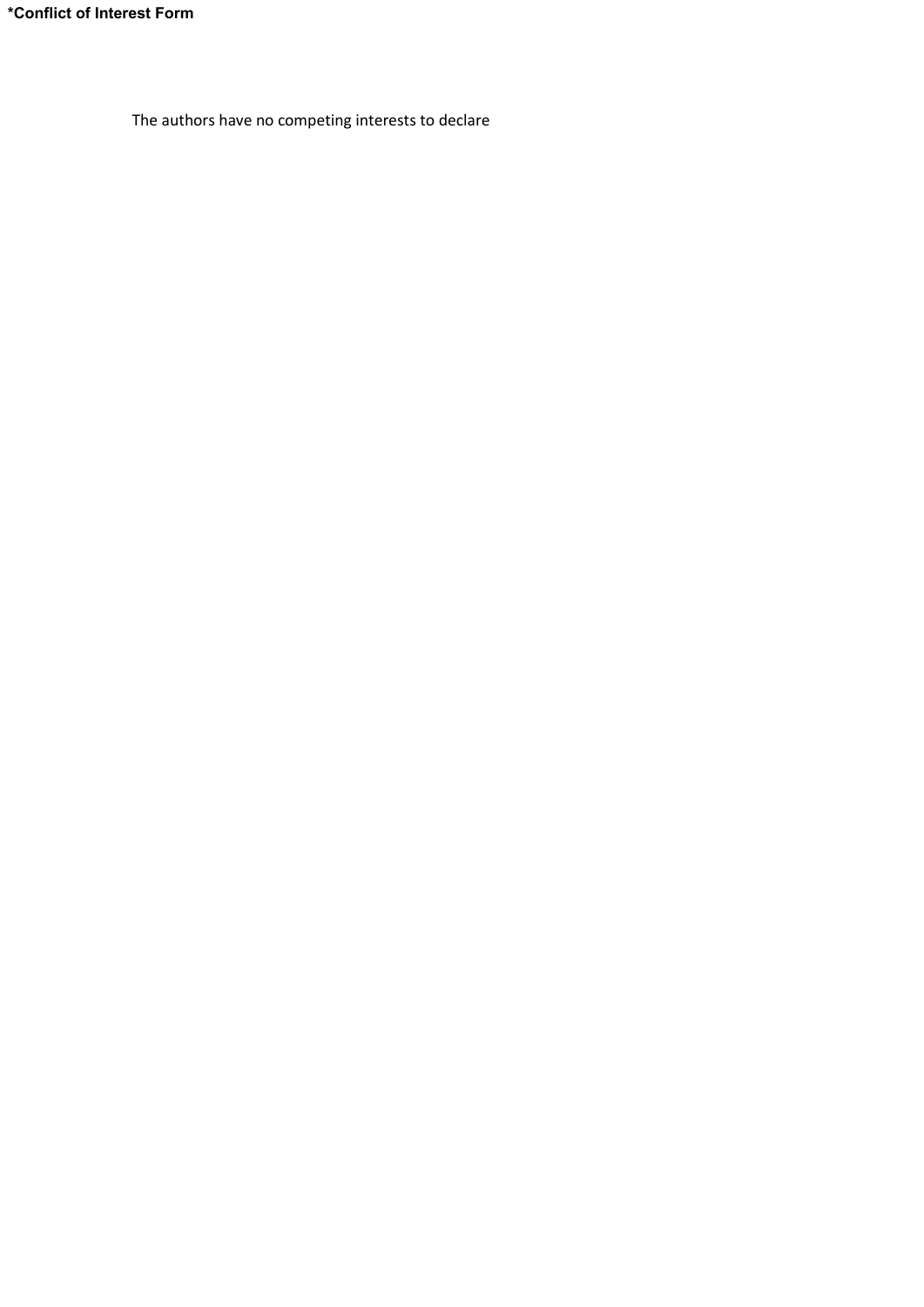**\*Conflict of Interest Form**

The authors have no competing interests to declare